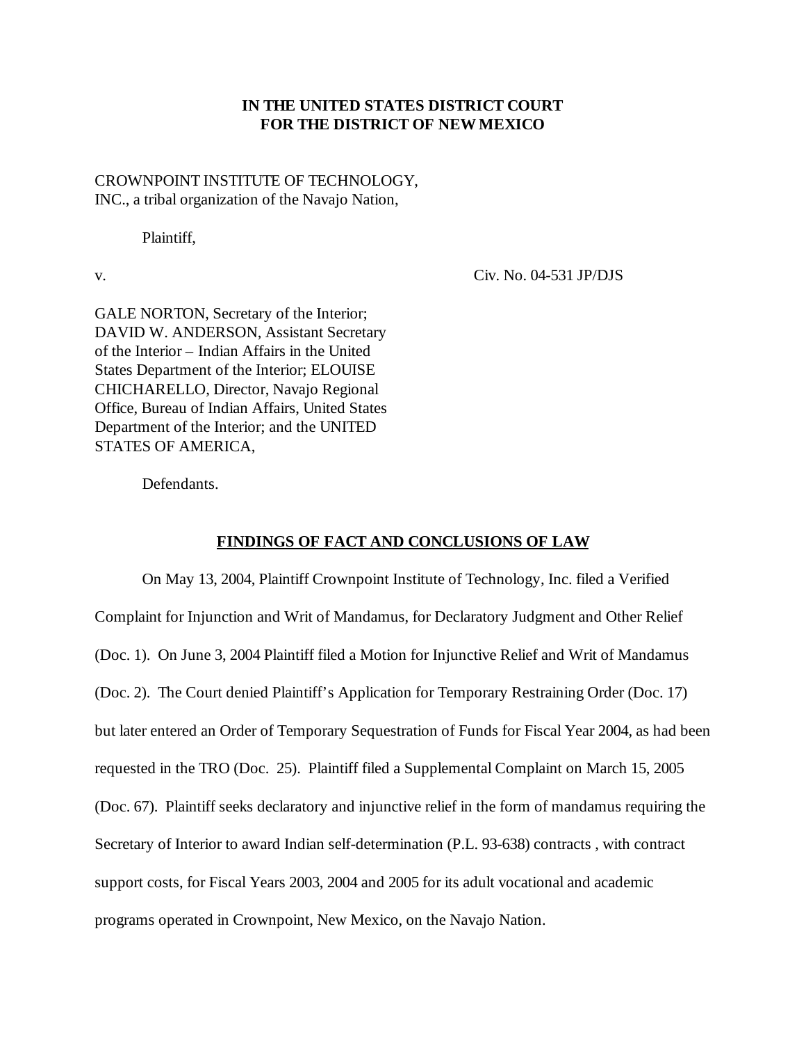**IN THE UNITED STATES DISTRICT COURT**
**FOR THE DISTRICT OF NEW MEXICO**

CROWNPOINT INSTITUTE OF TECHNOLOGY, INC., a tribal organization of the Navajo Nation,

Plaintiff,

v. Civ. No. 04-531 JP/DJS

GALE NORTON, Secretary of the Interior; DAVID W. ANDERSON, Assistant Secretary of the Interior – Indian Affairs in the United States Department of the Interior; ELOUISE CHICHARELLO, Director, Navajo Regional Office, Bureau of Indian Affairs, United States Department of the Interior; and the UNITED STATES OF AMERICA,

Defendants.

## FINDINGS OF FACT AND CONCLUSIONS OF LAW

On May 13, 2004, Plaintiff Crownpoint Institute of Technology, Inc. filed a Verified Complaint for Injunction and Writ of Mandamus, for Declaratory Judgment and Other Relief (Doc. 1). On June 3, 2004 Plaintiff filed a Motion for Injunctive Relief and Writ of Mandamus (Doc. 2). The Court denied Plaintiff's Application for Temporary Restraining Order (Doc. 17) but later entered an Order of Temporary Sequestration of Funds for Fiscal Year 2004, as had been requested in the TRO (Doc. 25). Plaintiff filed a Supplemental Complaint on March 15, 2005 (Doc. 67). Plaintiff seeks declaratory and injunctive relief in the form of mandamus requiring the Secretary of Interior to award Indian self-determination (P.L. 93-638) contracts , with contract support costs, for Fiscal Years 2003, 2004 and 2005 for its adult vocational and academic programs operated in Crownpoint, New Mexico, on the Navajo Nation.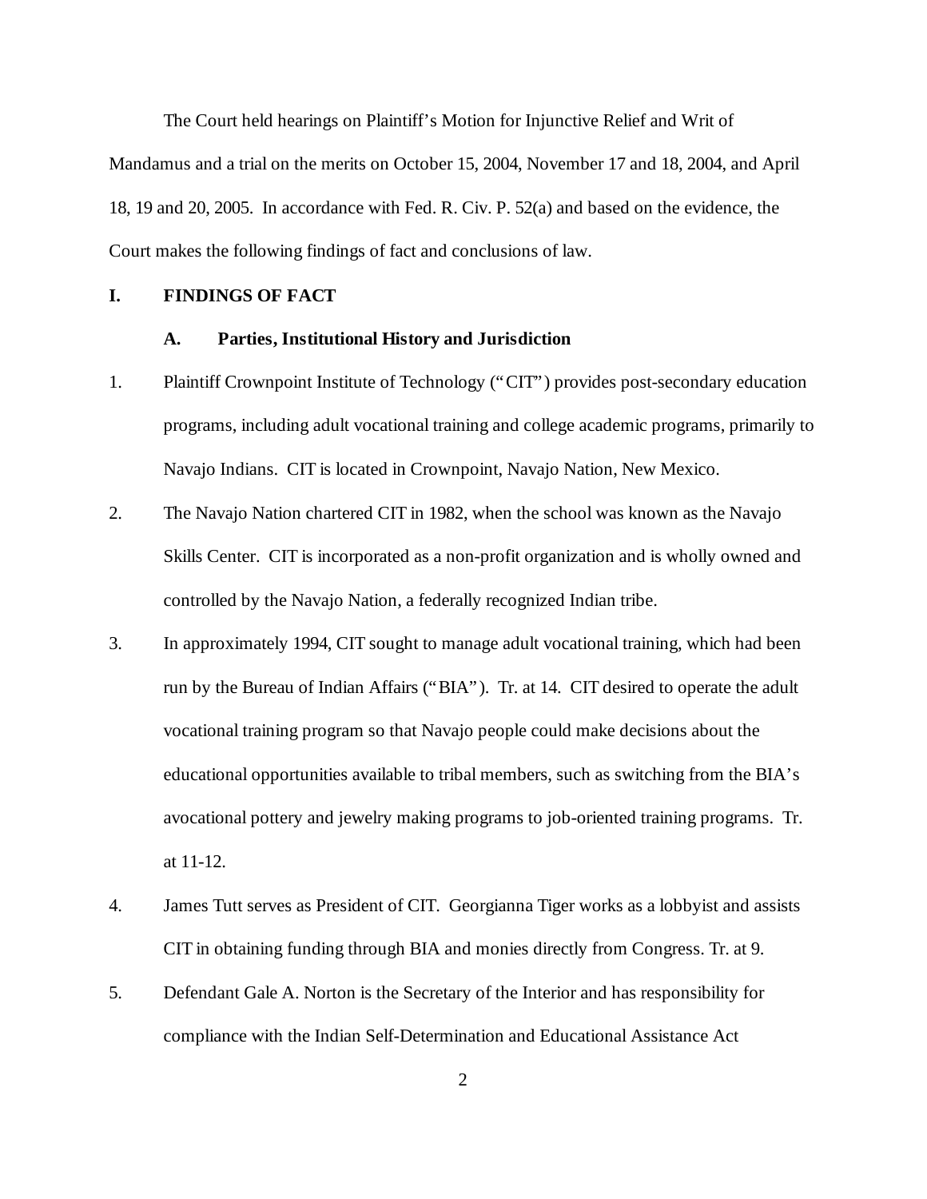The Court held hearings on Plaintiff's Motion for Injunctive Relief and Writ of Mandamus and a trial on the merits on October 15, 2004, November 17 and 18, 2004, and April 18, 19 and 20, 2005. In accordance with Fed. R. Civ. P. 52(a) and based on the evidence, the Court makes the following findings of fact and conclusions of law.

## I. FINDINGS OF FACT

### A. Parties, Institutional History and Jurisdiction

1. Plaintiff Crownpoint Institute of Technology ("CIT") provides post-secondary education programs, including adult vocational training and college academic programs, primarily to Navajo Indians. CIT is located in Crownpoint, Navajo Nation, New Mexico.

2. The Navajo Nation chartered CIT in 1982, when the school was known as the Navajo Skills Center. CIT is incorporated as a non-profit organization and is wholly owned and controlled by the Navajo Nation, a federally recognized Indian tribe.

3. In approximately 1994, CIT sought to manage adult vocational training, which had been run by the Bureau of Indian Affairs ("BIA"). Tr. at 14. CIT desired to operate the adult vocational training program so that Navajo people could make decisions about the educational opportunities available to tribal members, such as switching from the BIA's avocational pottery and jewelry making programs to job-oriented training programs. Tr. at 11-12.

4. James Tutt serves as President of CIT. Georgianna Tiger works as a lobbyist and assists CIT in obtaining funding through BIA and monies directly from Congress. Tr. at 9.

5. Defendant Gale A. Norton is the Secretary of the Interior and has responsibility for compliance with the Indian Self-Determination and Educational Assistance Act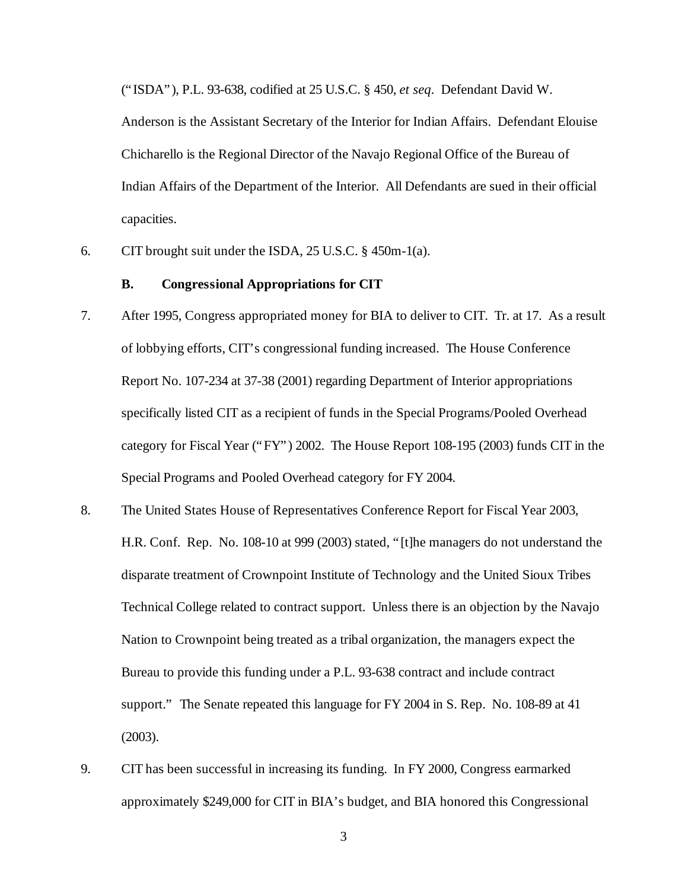("ISDA"), P.L. 93-638, codified at 25 U.S.C. § 450, *et seq*. Defendant David W. Anderson is the Assistant Secretary of the Interior for Indian Affairs. Defendant Elouise Chicharello is the Regional Director of the Navajo Regional Office of the Bureau of Indian Affairs of the Department of the Interior. All Defendants are sued in their official capacities.

6. CIT brought suit under the ISDA, 25 U.S.C. § 450m-1(a).

### B. Congressional Appropriations for CIT

7. After 1995, Congress appropriated money for BIA to deliver to CIT. Tr. at 17. As a result of lobbying efforts, CIT's congressional funding increased. The House Conference Report No. 107-234 at 37-38 (2001) regarding Department of Interior appropriations specifically listed CIT as a recipient of funds in the Special Programs/Pooled Overhead category for Fiscal Year ("FY") 2002. The House Report 108-195 (2003) funds CIT in the Special Programs and Pooled Overhead category for FY 2004.

8. The United States House of Representatives Conference Report for Fiscal Year 2003, H.R. Conf. Rep. No. 108-10 at 999 (2003) stated, "[t]he managers do not understand the disparate treatment of Crownpoint Institute of Technology and the United Sioux Tribes Technical College related to contract support. Unless there is an objection by the Navajo Nation to Crownpoint being treated as a tribal organization, the managers expect the Bureau to provide this funding under a P.L. 93-638 contract and include contract support." The Senate repeated this language for FY 2004 in S. Rep. No. 108-89 at 41 (2003).

9. CIT has been successful in increasing its funding. In FY 2000, Congress earmarked approximately $249,000 for CIT in BIA's budget, and BIA honored this Congressional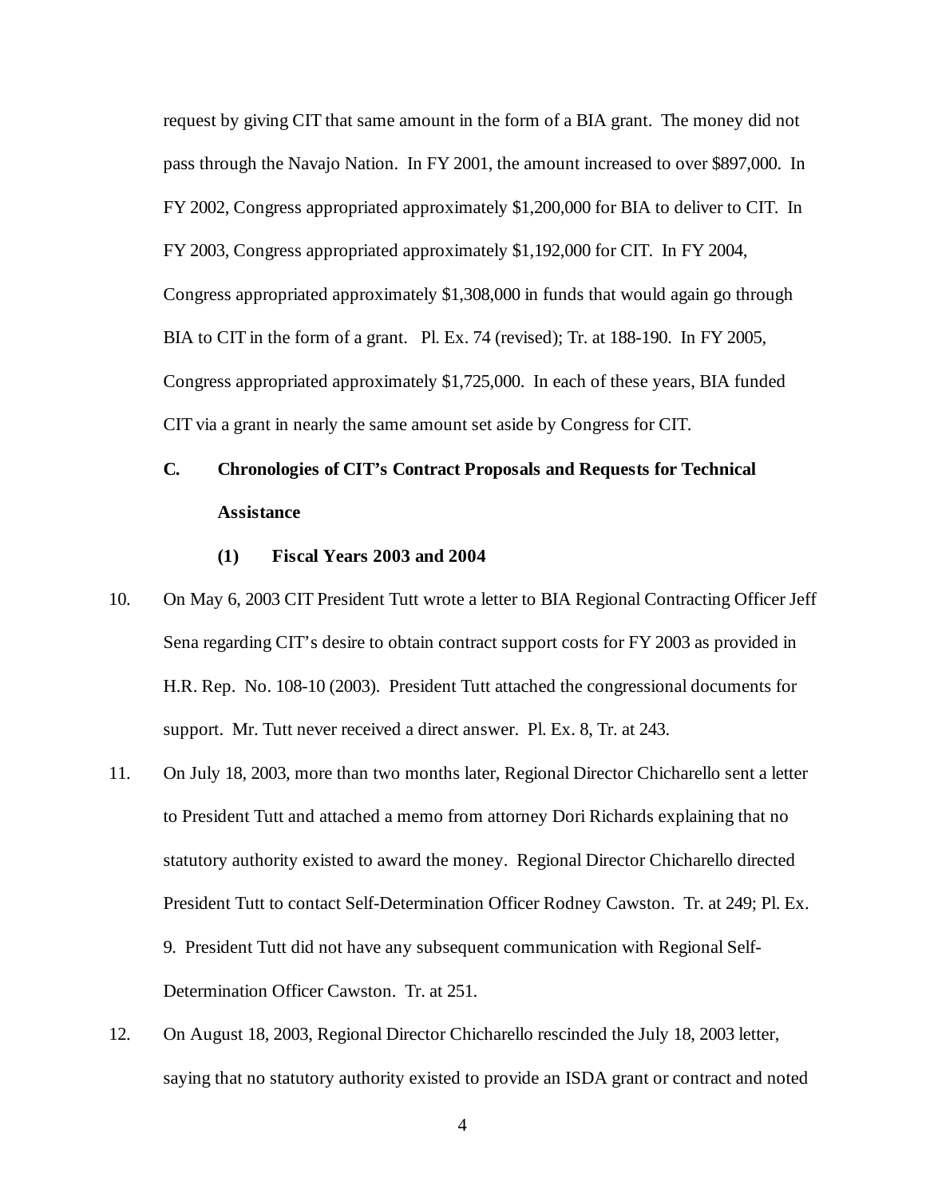request by giving CIT that same amount in the form of a BIA grant. The money did not pass through the Navajo Nation. In FY 2001, the amount increased to over $897,000. In FY 2002, Congress appropriated approximately $1,200,000 for BIA to deliver to CIT. In FY 2003, Congress appropriated approximately $1,192,000 for CIT. In FY 2004, Congress appropriated approximately $1,308,000 in funds that would again go through BIA to CIT in the form of a grant. Pl. Ex. 74 (revised); Tr. at 188-190. In FY 2005, Congress appropriated approximately $1,725,000. In each of these years, BIA funded CIT via a grant in nearly the same amount set aside by Congress for CIT.

### C. Chronologies of CIT's Contract Proposals and Requests for Technical Assistance

#### (1) Fiscal Years 2003 and 2004

10. On May 6, 2003 CIT President Tutt wrote a letter to BIA Regional Contracting Officer Jeff Sena regarding CIT's desire to obtain contract support costs for FY 2003 as provided in H.R. Rep. No. 108-10 (2003). President Tutt attached the congressional documents for support. Mr. Tutt never received a direct answer. Pl. Ex. 8, Tr. at 243.

11. On July 18, 2003, more than two months later, Regional Director Chicharello sent a letter to President Tutt and attached a memo from attorney Dori Richards explaining that no statutory authority existed to award the money. Regional Director Chicharello directed President Tutt to contact Self-Determination Officer Rodney Cawston. Tr. at 249; Pl. Ex. 9. President Tutt did not have any subsequent communication with Regional Self-Determination Officer Cawston. Tr. at 251.

12. On August 18, 2003, Regional Director Chicharello rescinded the July 18, 2003 letter, saying that no statutory authority existed to provide an ISDA grant or contract and noted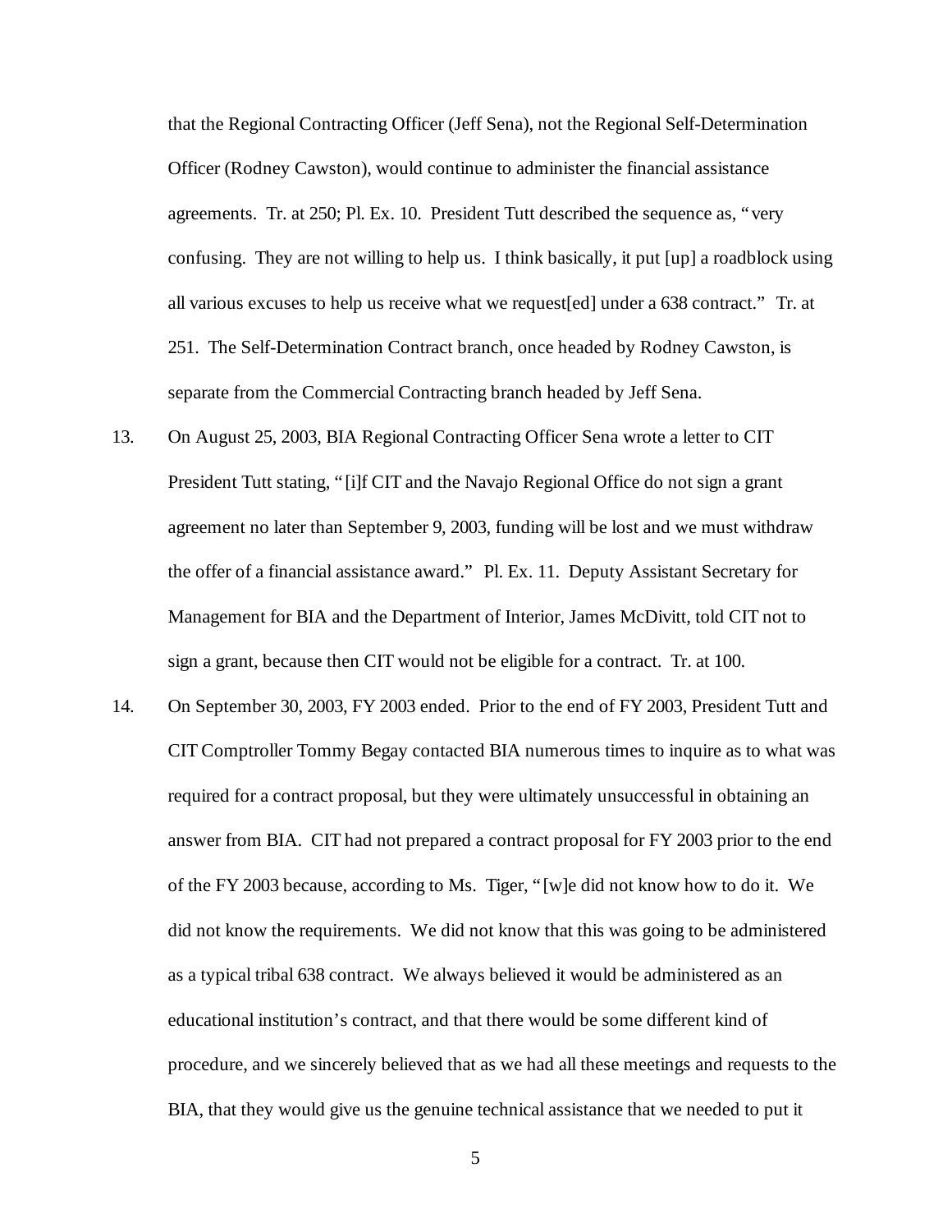that the Regional Contracting Officer (Jeff Sena), not the Regional Self-Determination Officer (Rodney Cawston), would continue to administer the financial assistance agreements. Tr. at 250; Pl. Ex. 10. President Tutt described the sequence as, "very confusing. They are not willing to help us. I think basically, it put [up] a roadblock using all various excuses to help us receive what we request[ed] under a 638 contract." Tr. at 251. The Self-Determination Contract branch, once headed by Rodney Cawston, is separate from the Commercial Contracting branch headed by Jeff Sena.

13. On August 25, 2003, BIA Regional Contracting Officer Sena wrote a letter to CIT President Tutt stating, "[i]f CIT and the Navajo Regional Office do not sign a grant agreement no later than September 9, 2003, funding will be lost and we must withdraw the offer of a financial assistance award." Pl. Ex. 11. Deputy Assistant Secretary for Management for BIA and the Department of Interior, James McDivitt, told CIT not to sign a grant, because then CIT would not be eligible for a contract. Tr. at 100.

14. On September 30, 2003, FY 2003 ended. Prior to the end of FY 2003, President Tutt and CIT Comptroller Tommy Begay contacted BIA numerous times to inquire as to what was required for a contract proposal, but they were ultimately unsuccessful in obtaining an answer from BIA. CIT had not prepared a contract proposal for FY 2003 prior to the end of the FY 2003 because, according to Ms. Tiger, "[w]e did not know how to do it. We did not know the requirements. We did not know that this was going to be administered as a typical tribal 638 contract. We always believed it would be administered as an educational institution's contract, and that there would be some different kind of procedure, and we sincerely believed that as we had all these meetings and requests to the BIA, that they would give us the genuine technical assistance that we needed to put it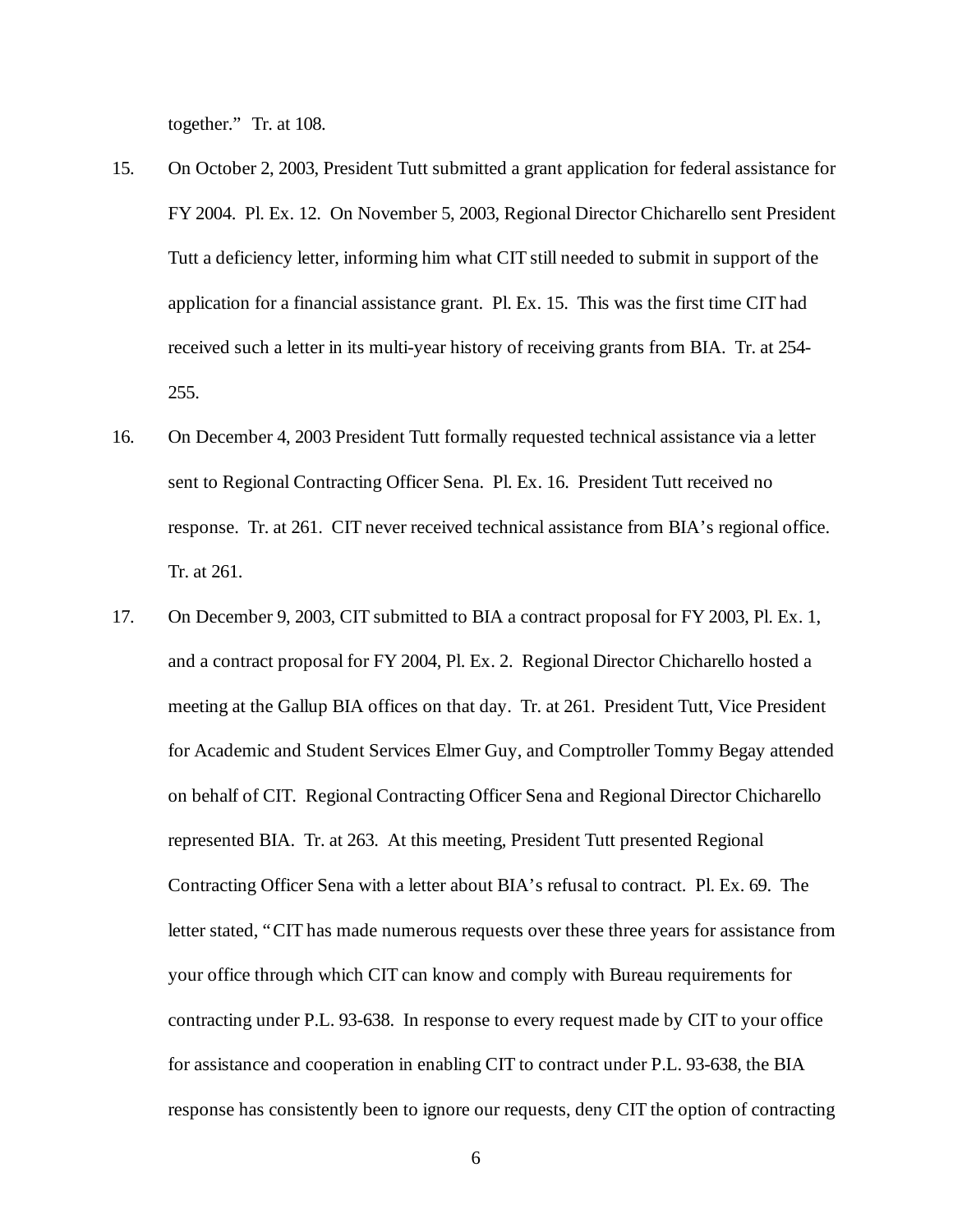together." Tr. at 108.

15. On October 2, 2003, President Tutt submitted a grant application for federal assistance for FY 2004. Pl. Ex. 12. On November 5, 2003, Regional Director Chicharello sent President Tutt a deficiency letter, informing him what CIT still needed to submit in support of the application for a financial assistance grant. Pl. Ex. 15. This was the first time CIT had received such a letter in its multi-year history of receiving grants from BIA. Tr. at 254-255.

16. On December 4, 2003 President Tutt formally requested technical assistance via a letter sent to Regional Contracting Officer Sena. Pl. Ex. 16. President Tutt received no response. Tr. at 261. CIT never received technical assistance from BIA's regional office. Tr. at 261.

17. On December 9, 2003, CIT submitted to BIA a contract proposal for FY 2003, Pl. Ex. 1, and a contract proposal for FY 2004, Pl. Ex. 2. Regional Director Chicharello hosted a meeting at the Gallup BIA offices on that day. Tr. at 261. President Tutt, Vice President for Academic and Student Services Elmer Guy, and Comptroller Tommy Begay attended on behalf of CIT. Regional Contracting Officer Sena and Regional Director Chicharello represented BIA. Tr. at 263. At this meeting, President Tutt presented Regional Contracting Officer Sena with a letter about BIA's refusal to contract. Pl. Ex. 69. The letter stated, "CIT has made numerous requests over these three years for assistance from your office through which CIT can know and comply with Bureau requirements for contracting under P.L. 93-638. In response to every request made by CIT to your office for assistance and cooperation in enabling CIT to contract under P.L. 93-638, the BIA response has consistently been to ignore our requests, deny CIT the option of contracting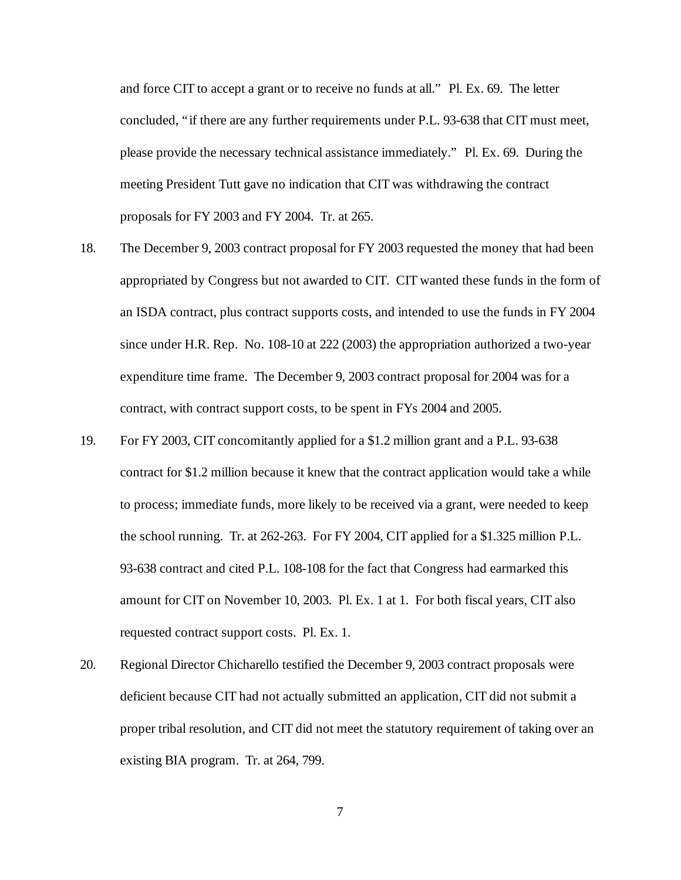and force CIT to accept a grant or to receive no funds at all." Pl. Ex. 69. The letter concluded, "if there are any further requirements under P.L. 93-638 that CIT must meet, please provide the necessary technical assistance immediately." Pl. Ex. 69. During the meeting President Tutt gave no indication that CIT was withdrawing the contract proposals for FY 2003 and FY 2004. Tr. at 265.

18. The December 9, 2003 contract proposal for FY 2003 requested the money that had been appropriated by Congress but not awarded to CIT. CIT wanted these funds in the form of an ISDA contract, plus contract supports costs, and intended to use the funds in FY 2004 since under H.R. Rep. No. 108-10 at 222 (2003) the appropriation authorized a two-year expenditure time frame. The December 9, 2003 contract proposal for 2004 was for a contract, with contract support costs, to be spent in FYs 2004 and 2005.

19. For FY 2003, CIT concomitantly applied for a $1.2 million grant and a P.L. 93-638 contract for $1.2 million because it knew that the contract application would take a while to process; immediate funds, more likely to be received via a grant, were needed to keep the school running. Tr. at 262-263. For FY 2004, CIT applied for a $1.325 million P.L. 93-638 contract and cited P.L. 108-108 for the fact that Congress had earmarked this amount for CIT on November 10, 2003. Pl. Ex. 1 at 1. For both fiscal years, CIT also requested contract support costs. Pl. Ex. 1.

20. Regional Director Chicharello testified the December 9, 2003 contract proposals were deficient because CIT had not actually submitted an application, CIT did not submit a proper tribal resolution, and CIT did not meet the statutory requirement of taking over an existing BIA program. Tr. at 264, 799.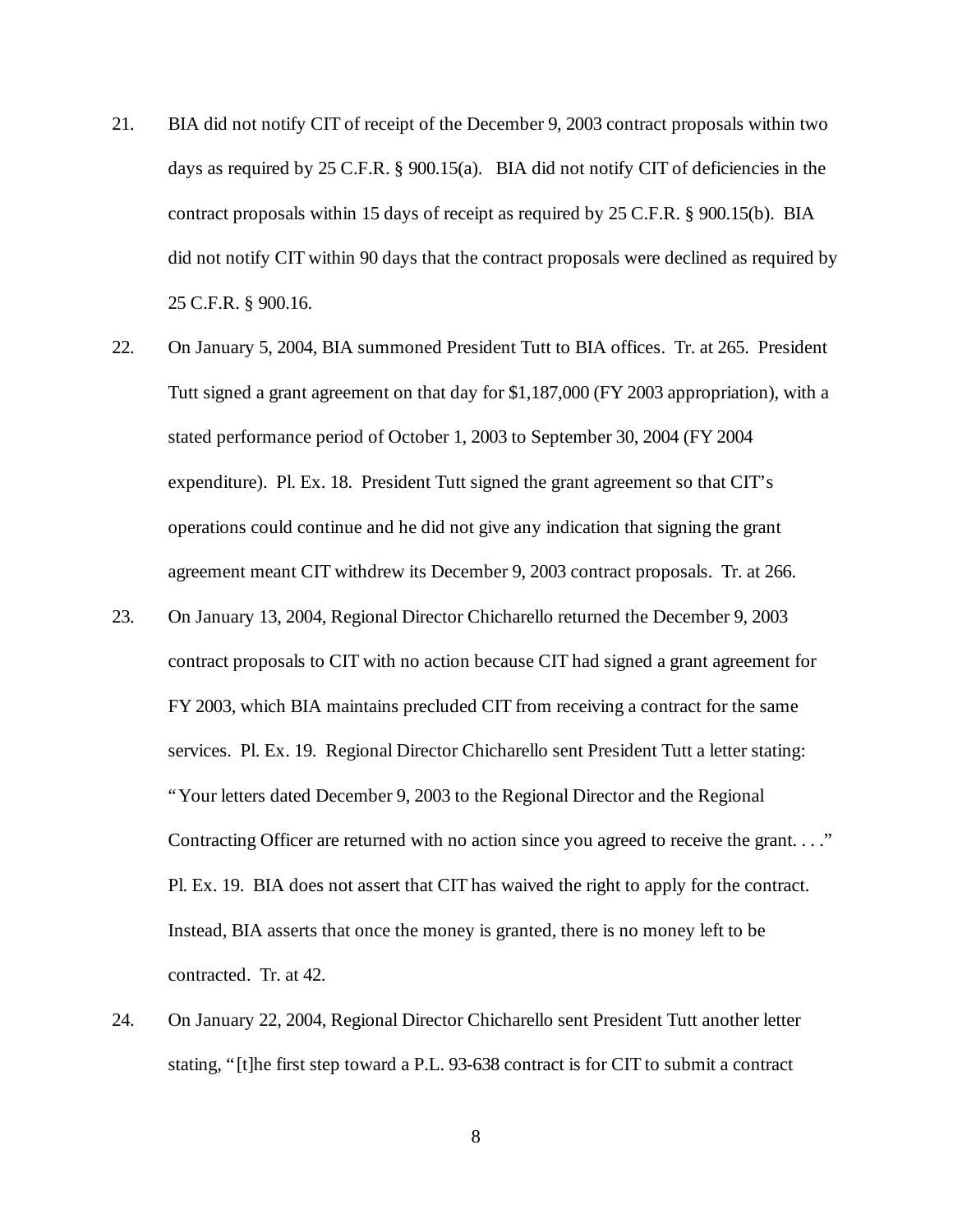21. BIA did not notify CIT of receipt of the December 9, 2003 contract proposals within two days as required by 25 C.F.R. § 900.15(a). BIA did not notify CIT of deficiencies in the contract proposals within 15 days of receipt as required by 25 C.F.R. § 900.15(b). BIA did not notify CIT within 90 days that the contract proposals were declined as required by 25 C.F.R. § 900.16.

22. On January 5, 2004, BIA summoned President Tutt to BIA offices. Tr. at 265. President Tutt signed a grant agreement on that day for $1,187,000 (FY 2003 appropriation), with a stated performance period of October 1, 2003 to September 30, 2004 (FY 2004 expenditure). Pl. Ex. 18. President Tutt signed the grant agreement so that CIT's operations could continue and he did not give any indication that signing the grant agreement meant CIT withdrew its December 9, 2003 contract proposals. Tr. at 266.

23. On January 13, 2004, Regional Director Chicharello returned the December 9, 2003 contract proposals to CIT with no action because CIT had signed a grant agreement for FY 2003, which BIA maintains precluded CIT from receiving a contract for the same services. Pl. Ex. 19. Regional Director Chicharello sent President Tutt a letter stating: "Your letters dated December 9, 2003 to the Regional Director and the Regional Contracting Officer are returned with no action since you agreed to receive the grant. . . ." Pl. Ex. 19. BIA does not assert that CIT has waived the right to apply for the contract. Instead, BIA asserts that once the money is granted, there is no money left to be contracted. Tr. at 42.

24. On January 22, 2004, Regional Director Chicharello sent President Tutt another letter stating, "[t]he first step toward a P.L. 93-638 contract is for CIT to submit a contract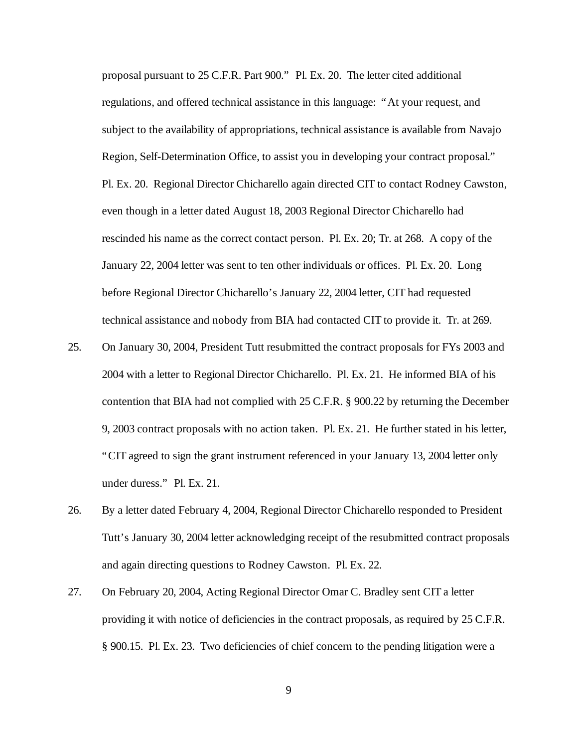proposal pursuant to 25 C.F.R. Part 900." Pl. Ex. 20. The letter cited additional regulations, and offered technical assistance in this language: "At your request, and subject to the availability of appropriations, technical assistance is available from Navajo Region, Self-Determination Office, to assist you in developing your contract proposal." Pl. Ex. 20. Regional Director Chicharello again directed CIT to contact Rodney Cawston, even though in a letter dated August 18, 2003 Regional Director Chicharello had rescinded his name as the correct contact person. Pl. Ex. 20; Tr. at 268. A copy of the January 22, 2004 letter was sent to ten other individuals or offices. Pl. Ex. 20. Long before Regional Director Chicharello's January 22, 2004 letter, CIT had requested technical assistance and nobody from BIA had contacted CIT to provide it. Tr. at 269.

25. On January 30, 2004, President Tutt resubmitted the contract proposals for FYs 2003 and 2004 with a letter to Regional Director Chicharello. Pl. Ex. 21. He informed BIA of his contention that BIA had not complied with 25 C.F.R. § 900.22 by returning the December 9, 2003 contract proposals with no action taken. Pl. Ex. 21. He further stated in his letter, "CIT agreed to sign the grant instrument referenced in your January 13, 2004 letter only under duress." Pl. Ex. 21.

26. By a letter dated February 4, 2004, Regional Director Chicharello responded to President Tutt's January 30, 2004 letter acknowledging receipt of the resubmitted contract proposals and again directing questions to Rodney Cawston. Pl. Ex. 22.

27. On February 20, 2004, Acting Regional Director Omar C. Bradley sent CIT a letter providing it with notice of deficiencies in the contract proposals, as required by 25 C.F.R. § 900.15. Pl. Ex. 23. Two deficiencies of chief concern to the pending litigation were a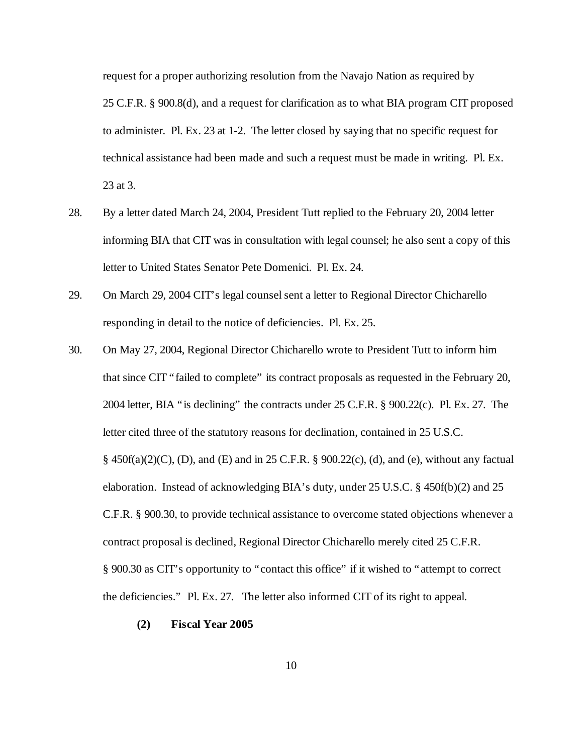request for a proper authorizing resolution from the Navajo Nation as required by 25 C.F.R. § 900.8(d), and a request for clarification as to what BIA program CIT proposed to administer. Pl. Ex. 23 at 1-2. The letter closed by saying that no specific request for technical assistance had been made and such a request must be made in writing. Pl. Ex. 23 at 3.

28. By a letter dated March 24, 2004, President Tutt replied to the February 20, 2004 letter informing BIA that CIT was in consultation with legal counsel; he also sent a copy of this letter to United States Senator Pete Domenici. Pl. Ex. 24.

29. On March 29, 2004 CIT's legal counsel sent a letter to Regional Director Chicharello responding in detail to the notice of deficiencies. Pl. Ex. 25.

30. On May 27, 2004, Regional Director Chicharello wrote to President Tutt to inform him that since CIT "failed to complete" its contract proposals as requested in the February 20, 2004 letter, BIA "is declining" the contracts under 25 C.F.R. § 900.22(c). Pl. Ex. 27. The letter cited three of the statutory reasons for declination, contained in 25 U.S.C. § 450f(a)(2)(C), (D), and (E) and in 25 C.F.R. § 900.22(c), (d), and (e), without any factual elaboration. Instead of acknowledging BIA's duty, under 25 U.S.C. § 450f(b)(2) and 25 C.F.R. § 900.30, to provide technical assistance to overcome stated objections whenever a contract proposal is declined, Regional Director Chicharello merely cited 25 C.F.R. § 900.30 as CIT's opportunity to "contact this office" if it wished to "attempt to correct the deficiencies." Pl. Ex. 27. The letter also informed CIT of its right to appeal.

**(2) Fiscal Year 2005**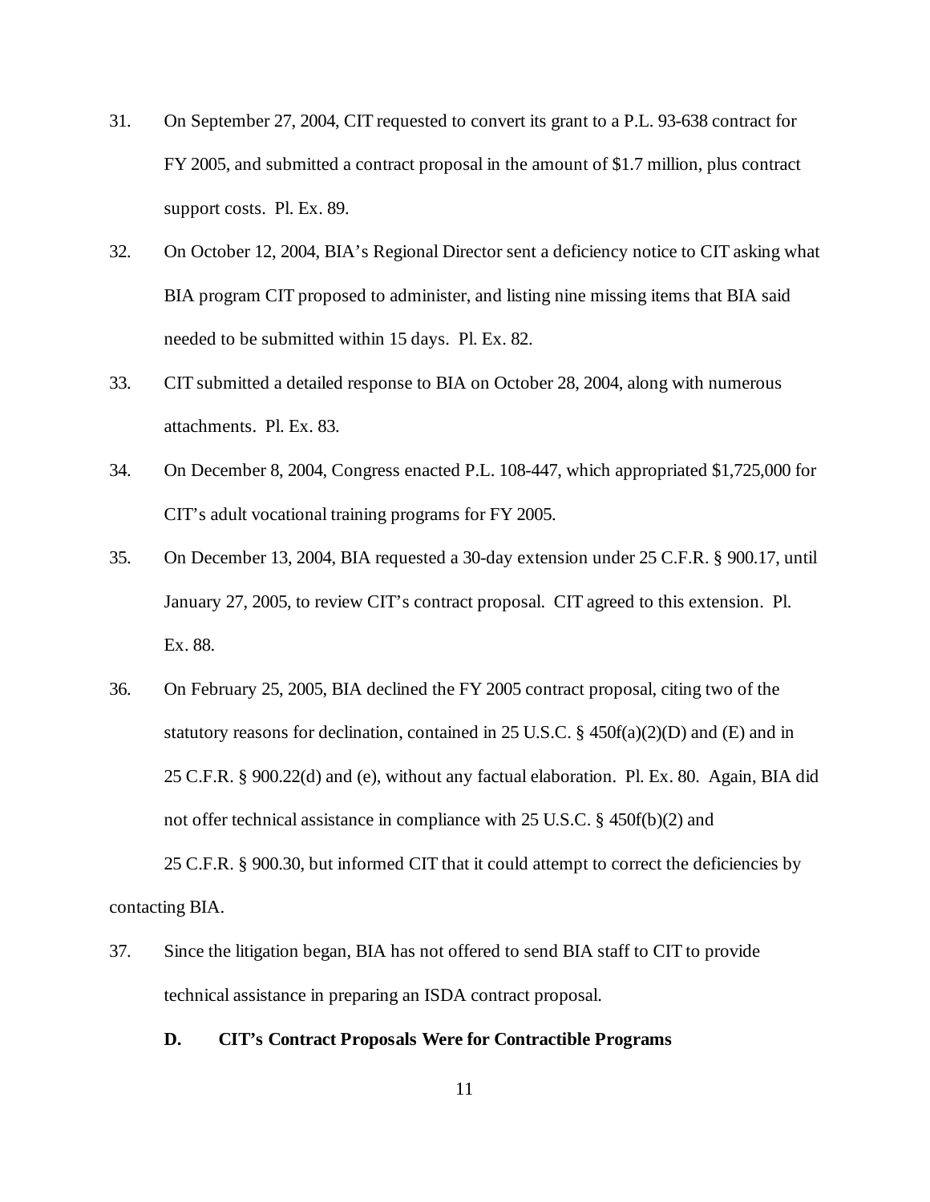31. On September 27, 2004, CIT requested to convert its grant to a P.L. 93-638 contract for FY 2005, and submitted a contract proposal in the amount of $1.7 million, plus contract support costs. Pl. Ex. 89.

32. On October 12, 2004, BIA's Regional Director sent a deficiency notice to CIT asking what BIA program CIT proposed to administer, and listing nine missing items that BIA said needed to be submitted within 15 days. Pl. Ex. 82.

33. CIT submitted a detailed response to BIA on October 28, 2004, along with numerous attachments. Pl. Ex. 83.

34. On December 8, 2004, Congress enacted P.L. 108-447, which appropriated $1,725,000 for CIT's adult vocational training programs for FY 2005.

35. On December 13, 2004, BIA requested a 30-day extension under 25 C.F.R. § 900.17, until January 27, 2005, to review CIT's contract proposal. CIT agreed to this extension. Pl. Ex. 88.

36. On February 25, 2005, BIA declined the FY 2005 contract proposal, citing two of the statutory reasons for declination, contained in 25 U.S.C. § 450f(a)(2)(D) and (E) and in 25 C.F.R. § 900.22(d) and (e), without any factual elaboration. Pl. Ex. 80. Again, BIA did not offer technical assistance in compliance with 25 U.S.C. § 450f(b)(2) and 25 C.F.R. § 900.30, but informed CIT that it could attempt to correct the deficiencies by contacting BIA.

37. Since the litigation began, BIA has not offered to send BIA staff to CIT to provide technical assistance in preparing an ISDA contract proposal.

### D. CIT's Contract Proposals Were for Contractible Programs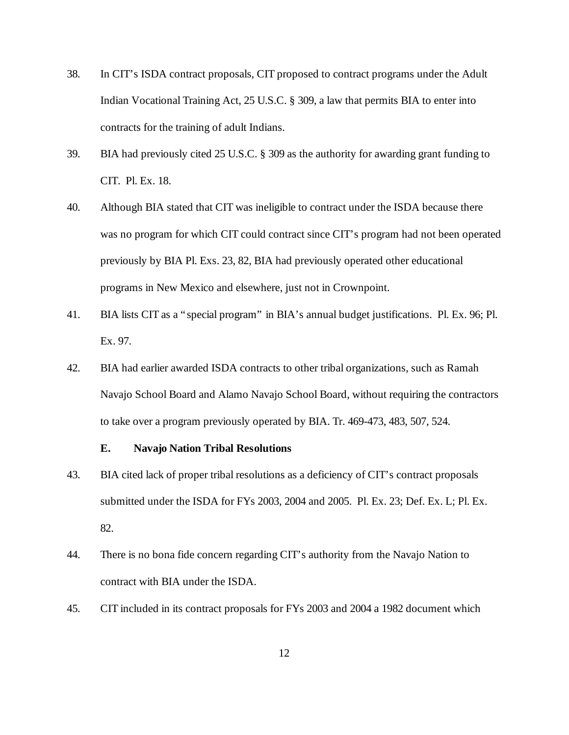38. In CIT's ISDA contract proposals, CIT proposed to contract programs under the Adult Indian Vocational Training Act, 25 U.S.C. § 309, a law that permits BIA to enter into contracts for the training of adult Indians.

39. BIA had previously cited 25 U.S.C. § 309 as the authority for awarding grant funding to CIT. Pl. Ex. 18.

40. Although BIA stated that CIT was ineligible to contract under the ISDA because there was no program for which CIT could contract since CIT's program had not been operated previously by BIA Pl. Exs. 23, 82, BIA had previously operated other educational programs in New Mexico and elsewhere, just not in Crownpoint.

41. BIA lists CIT as a "special program" in BIA's annual budget justifications. Pl. Ex. 96; Pl. Ex. 97.

42. BIA had earlier awarded ISDA contracts to other tribal organizations, such as Ramah Navajo School Board and Alamo Navajo School Board, without requiring the contractors to take over a program previously operated by BIA. Tr. 469-473, 483, 507, 524.

### E. Navajo Nation Tribal Resolutions

43. BIA cited lack of proper tribal resolutions as a deficiency of CIT's contract proposals submitted under the ISDA for FYs 2003, 2004 and 2005. Pl. Ex. 23; Def. Ex. L; Pl. Ex. 82.

44. There is no bona fide concern regarding CIT's authority from the Navajo Nation to contract with BIA under the ISDA.

45. CIT included in its contract proposals for FYs 2003 and 2004 a 1982 document which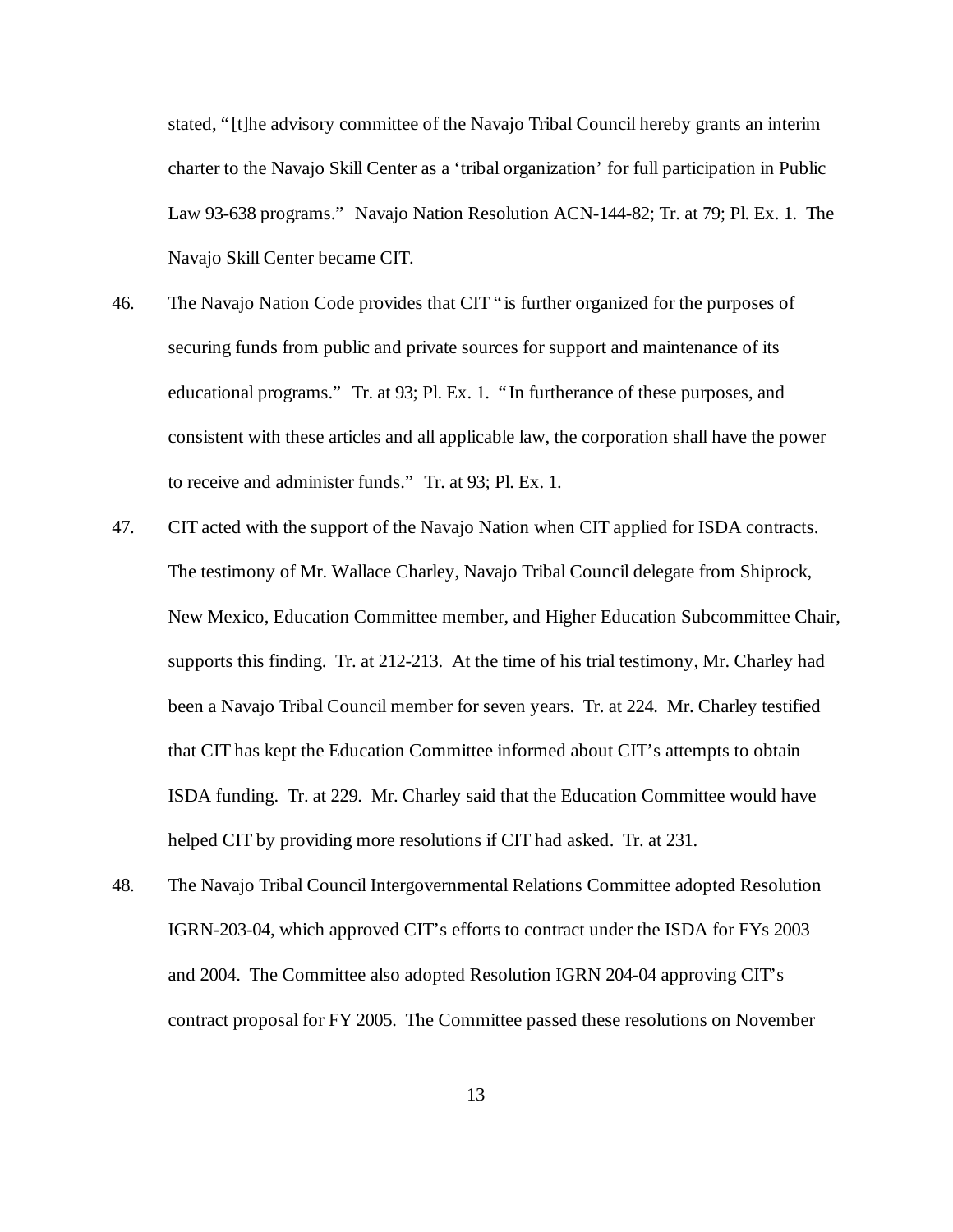stated, "[t]he advisory committee of the Navajo Tribal Council hereby grants an interim charter to the Navajo Skill Center as a 'tribal organization' for full participation in Public Law 93-638 programs." Navajo Nation Resolution ACN-144-82; Tr. at 79; Pl. Ex. 1. The Navajo Skill Center became CIT.

46. The Navajo Nation Code provides that CIT "is further organized for the purposes of securing funds from public and private sources for support and maintenance of its educational programs." Tr. at 93; Pl. Ex. 1. "In furtherance of these purposes, and consistent with these articles and all applicable law, the corporation shall have the power to receive and administer funds." Tr. at 93; Pl. Ex. 1.

47. CIT acted with the support of the Navajo Nation when CIT applied for ISDA contracts. The testimony of Mr. Wallace Charley, Navajo Tribal Council delegate from Shiprock, New Mexico, Education Committee member, and Higher Education Subcommittee Chair, supports this finding. Tr. at 212-213. At the time of his trial testimony, Mr. Charley had been a Navajo Tribal Council member for seven years. Tr. at 224. Mr. Charley testified that CIT has kept the Education Committee informed about CIT's attempts to obtain ISDA funding. Tr. at 229. Mr. Charley said that the Education Committee would have helped CIT by providing more resolutions if CIT had asked. Tr. at 231.

48. The Navajo Tribal Council Intergovernmental Relations Committee adopted Resolution IGRN-203-04, which approved CIT's efforts to contract under the ISDA for FYs 2003 and 2004. The Committee also adopted Resolution IGRN 204-04 approving CIT's contract proposal for FY 2005. The Committee passed these resolutions on November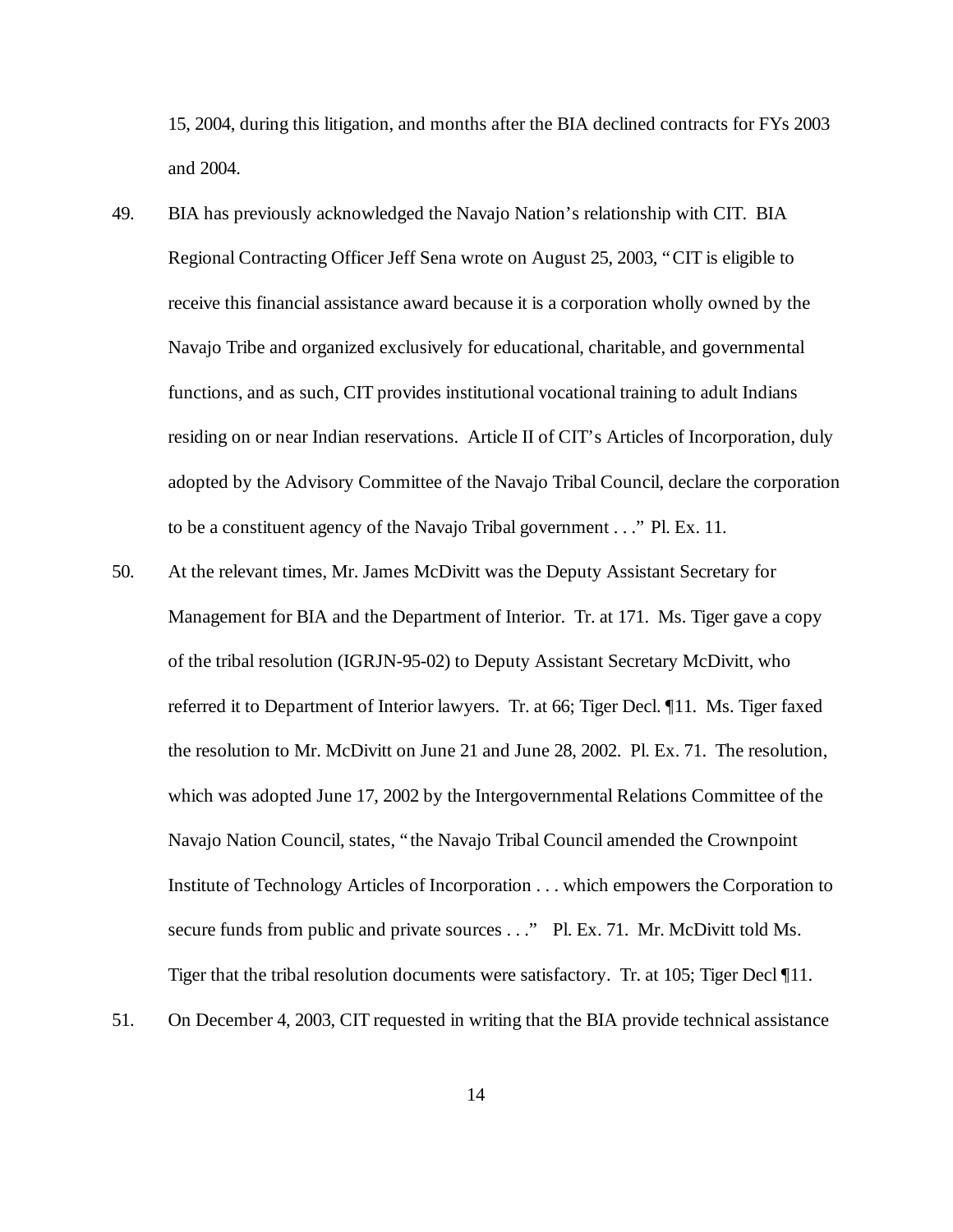15, 2004, during this litigation, and months after the BIA declined contracts for FYs 2003 and 2004.

49. BIA has previously acknowledged the Navajo Nation's relationship with CIT. BIA Regional Contracting Officer Jeff Sena wrote on August 25, 2003, "CIT is eligible to receive this financial assistance award because it is a corporation wholly owned by the Navajo Tribe and organized exclusively for educational, charitable, and governmental functions, and as such, CIT provides institutional vocational training to adult Indians residing on or near Indian reservations. Article II of CIT's Articles of Incorporation, duly adopted by the Advisory Committee of the Navajo Tribal Council, declare the corporation to be a constituent agency of the Navajo Tribal government . . ." Pl. Ex. 11.

50. At the relevant times, Mr. James McDivitt was the Deputy Assistant Secretary for Management for BIA and the Department of Interior. Tr. at 171. Ms. Tiger gave a copy of the tribal resolution (IGRJN-95-02) to Deputy Assistant Secretary McDivitt, who referred it to Department of Interior lawyers. Tr. at 66; Tiger Decl. ¶11. Ms. Tiger faxed the resolution to Mr. McDivitt on June 21 and June 28, 2002. Pl. Ex. 71. The resolution, which was adopted June 17, 2002 by the Intergovernmental Relations Committee of the Navajo Nation Council, states, "the Navajo Tribal Council amended the Crownpoint Institute of Technology Articles of Incorporation . . . which empowers the Corporation to secure funds from public and private sources . . ." Pl. Ex. 71. Mr. McDivitt told Ms. Tiger that the tribal resolution documents were satisfactory. Tr. at 105; Tiger Decl ¶11.

51. On December 4, 2003, CIT requested in writing that the BIA provide technical assistance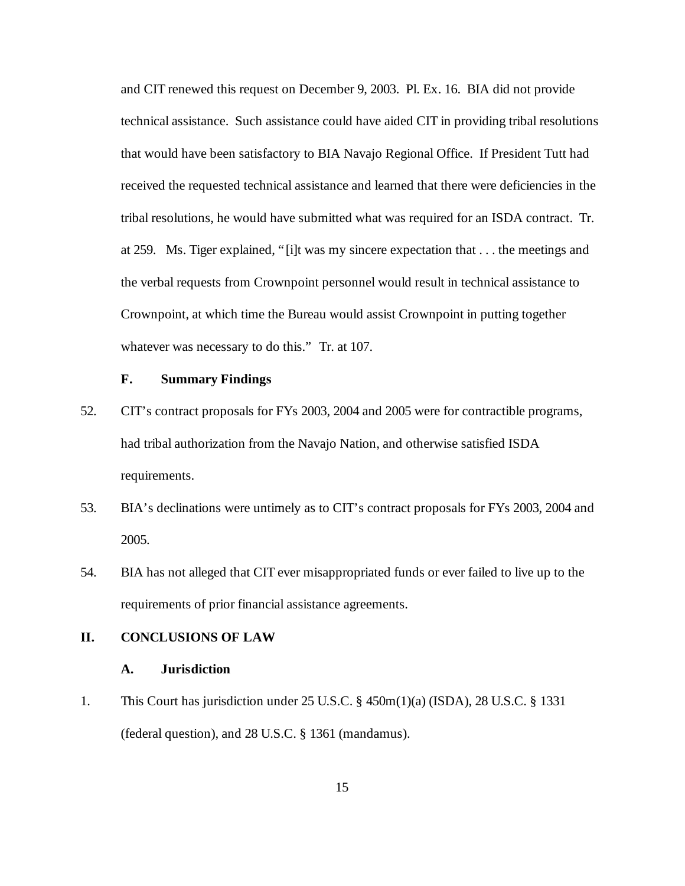and CIT renewed this request on December 9, 2003. Pl. Ex. 16. BIA did not provide technical assistance. Such assistance could have aided CIT in providing tribal resolutions that would have been satisfactory to BIA Navajo Regional Office. If President Tutt had received the requested technical assistance and learned that there were deficiencies in the tribal resolutions, he would have submitted what was required for an ISDA contract. Tr. at 259. Ms. Tiger explained, "[i]t was my sincere expectation that . . . the meetings and the verbal requests from Crownpoint personnel would result in technical assistance to Crownpoint, at which time the Bureau would assist Crownpoint in putting together whatever was necessary to do this." Tr. at 107.

### F. Summary Findings

52. CIT's contract proposals for FYs 2003, 2004 and 2005 were for contractible programs, had tribal authorization from the Navajo Nation, and otherwise satisfied ISDA requirements.

53. BIA's declinations were untimely as to CIT's contract proposals for FYs 2003, 2004 and 2005.

54. BIA has not alleged that CIT ever misappropriated funds or ever failed to live up to the requirements of prior financial assistance agreements.

## II. CONCLUSIONS OF LAW

### A. Jurisdiction

1. This Court has jurisdiction under 25 U.S.C. § 450m(1)(a) (ISDA), 28 U.S.C. § 1331 (federal question), and 28 U.S.C. § 1361 (mandamus).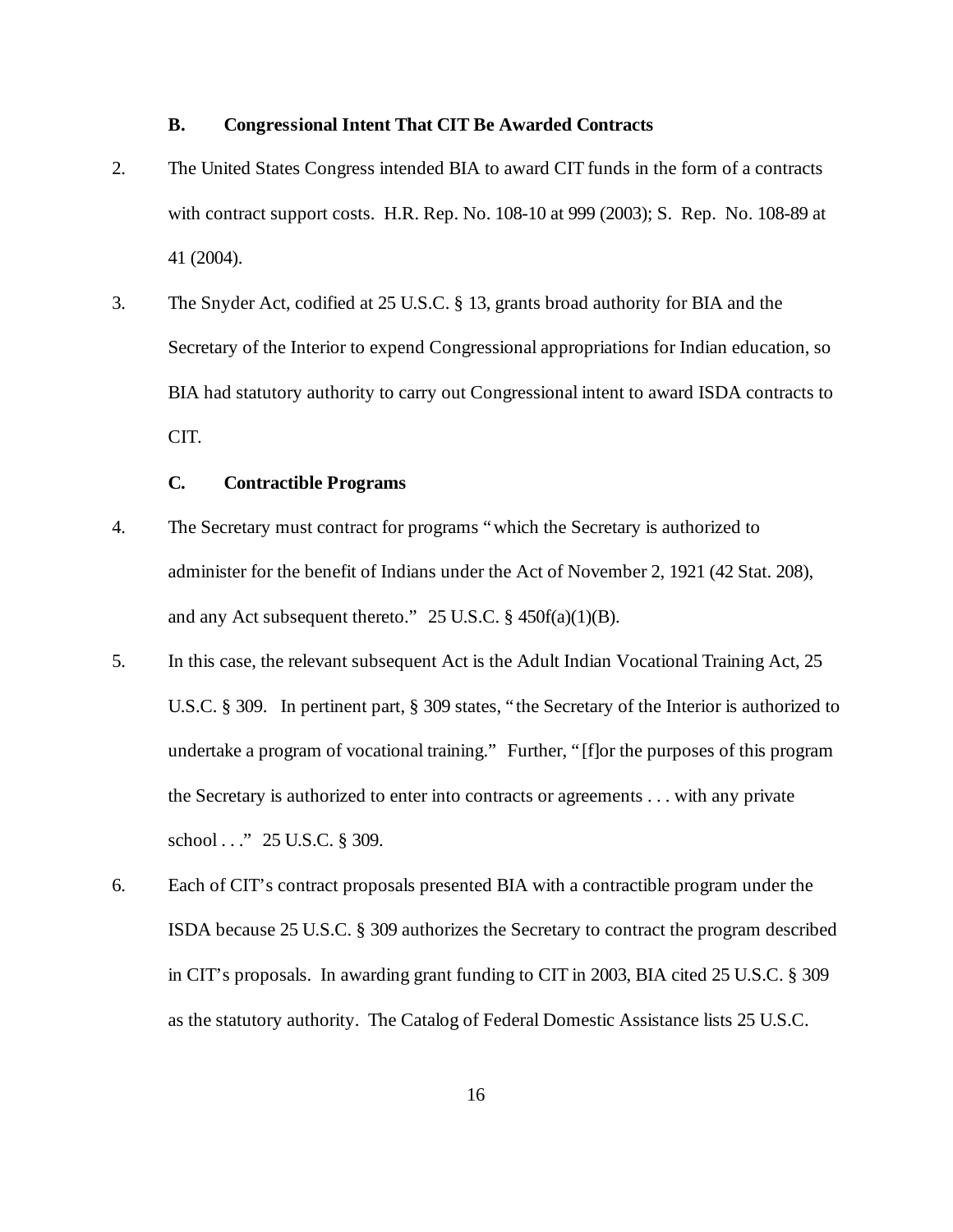### B. Congressional Intent That CIT Be Awarded Contracts

2. The United States Congress intended BIA to award CIT funds in the form of a contracts with contract support costs. H.R. Rep. No. 108-10 at 999 (2003); S. Rep. No. 108-89 at 41 (2004).

3. The Snyder Act, codified at 25 U.S.C. § 13, grants broad authority for BIA and the Secretary of the Interior to expend Congressional appropriations for Indian education, so BIA had statutory authority to carry out Congressional intent to award ISDA contracts to CIT.

### C. Contractible Programs

4. The Secretary must contract for programs "which the Secretary is authorized to administer for the benefit of Indians under the Act of November 2, 1921 (42 Stat. 208), and any Act subsequent thereto." 25 U.S.C. § 450f(a)(1)(B).

5. In this case, the relevant subsequent Act is the Adult Indian Vocational Training Act, 25 U.S.C. § 309. In pertinent part, § 309 states, "the Secretary of the Interior is authorized to undertake a program of vocational training." Further, "[f]or the purposes of this program the Secretary is authorized to enter into contracts or agreements . . . with any private school . . ." 25 U.S.C. § 309.

6. Each of CIT's contract proposals presented BIA with a contractible program under the ISDA because 25 U.S.C. § 309 authorizes the Secretary to contract the program described in CIT's proposals. In awarding grant funding to CIT in 2003, BIA cited 25 U.S.C. § 309 as the statutory authority. The Catalog of Federal Domestic Assistance lists 25 U.S.C.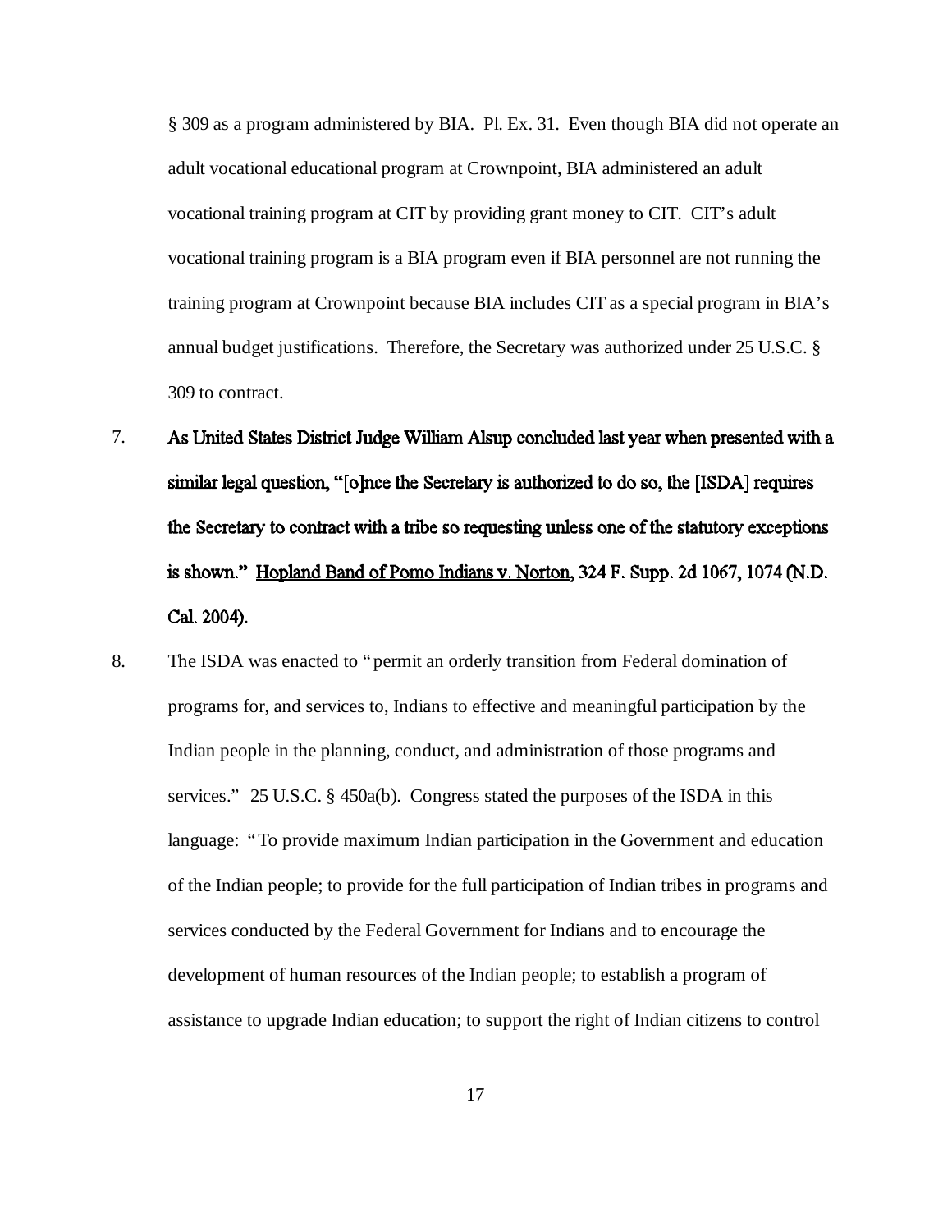§ 309 as a program administered by BIA. Pl. Ex. 31. Even though BIA did not operate an adult vocational educational program at Crownpoint, BIA administered an adult vocational training program at CIT by providing grant money to CIT. CIT's adult vocational training program is a BIA program even if BIA personnel are not running the training program at Crownpoint because BIA includes CIT as a special program in BIA's annual budget justifications. Therefore, the Secretary was authorized under 25 U.S.C. § 309 to contract.

7. **As United States District Judge William Alsup concluded last year when presented with a similar legal question, "[o]nce the Secretary is authorized to do so, the [ISDA] requires the Secretary to contract with a tribe so requesting unless one of the statutory exceptions is shown." Hopland Band of Pomo Indians v. Norton, 324 F. Supp. 2d 1067, 1074 (N.D. Cal. 2004).**

8. The ISDA was enacted to "permit an orderly transition from Federal domination of programs for, and services to, Indians to effective and meaningful participation by the Indian people in the planning, conduct, and administration of those programs and services." 25 U.S.C. § 450a(b). Congress stated the purposes of the ISDA in this language: "To provide maximum Indian participation in the Government and education of the Indian people; to provide for the full participation of Indian tribes in programs and services conducted by the Federal Government for Indians and to encourage the development of human resources of the Indian people; to establish a program of assistance to upgrade Indian education; to support the right of Indian citizens to control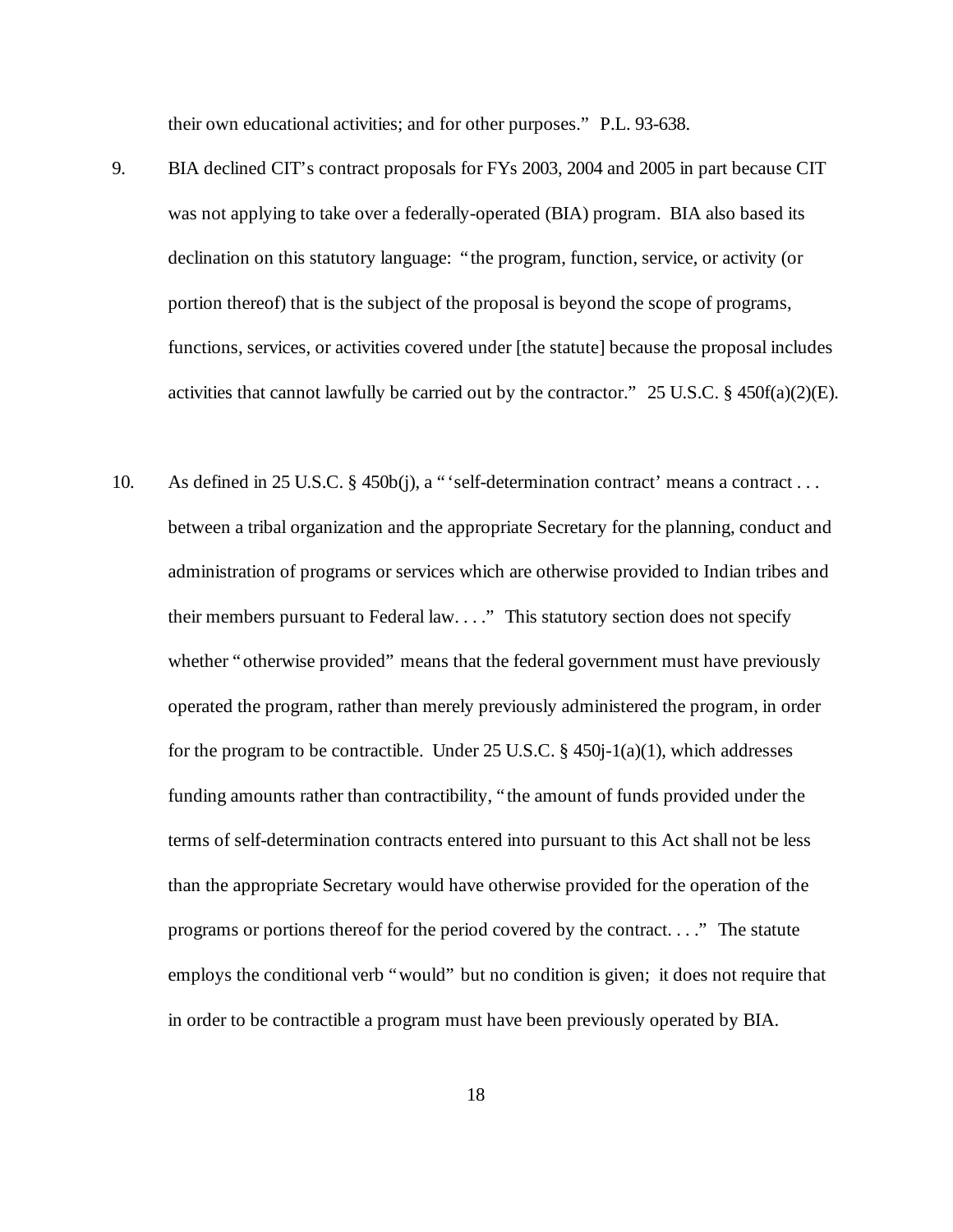their own educational activities; and for other purposes." P.L. 93-638.

9. BIA declined CIT's contract proposals for FYs 2003, 2004 and 2005 in part because CIT was not applying to take over a federally-operated (BIA) program. BIA also based its declination on this statutory language: "the program, function, service, or activity (or portion thereof) that is the subject of the proposal is beyond the scope of programs, functions, services, or activities covered under [the statute] because the proposal includes activities that cannot lawfully be carried out by the contractor." 25 U.S.C. § 450f(a)(2)(E).

10. As defined in 25 U.S.C. § 450b(j), a "'self-determination contract' means a contract . . . between a tribal organization and the appropriate Secretary for the planning, conduct and administration of programs or services which are otherwise provided to Indian tribes and their members pursuant to Federal law. . . ." This statutory section does not specify whether "otherwise provided" means that the federal government must have previously operated the program, rather than merely previously administered the program, in order for the program to be contractible. Under 25 U.S.C. § 450j-1(a)(1), which addresses funding amounts rather than contractibility, "the amount of funds provided under the terms of self-determination contracts entered into pursuant to this Act shall not be less than the appropriate Secretary would have otherwise provided for the operation of the programs or portions thereof for the period covered by the contract. . . ." The statute employs the conditional verb "would" but no condition is given; it does not require that in order to be contractible a program must have been previously operated by BIA.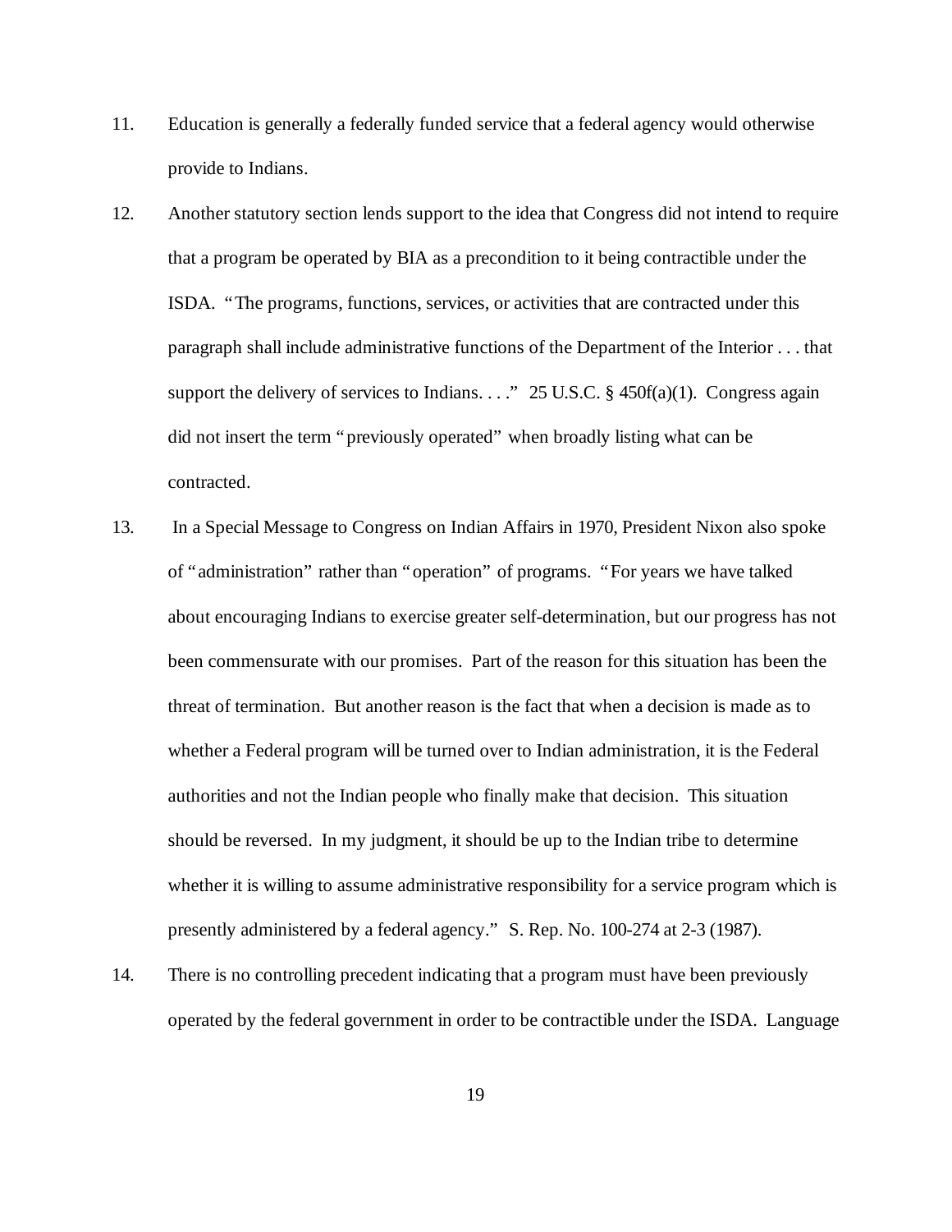11. Education is generally a federally funded service that a federal agency would otherwise provide to Indians.

12. Another statutory section lends support to the idea that Congress did not intend to require that a program be operated by BIA as a precondition to it being contractible under the ISDA. "The programs, functions, services, or activities that are contracted under this paragraph shall include administrative functions of the Department of the Interior . . . that support the delivery of services to Indians. . . ." 25 U.S.C. § 450f(a)(1). Congress again did not insert the term "previously operated" when broadly listing what can be contracted.

13. In a Special Message to Congress on Indian Affairs in 1970, President Nixon also spoke of "administration" rather than "operation" of programs. "For years we have talked about encouraging Indians to exercise greater self-determination, but our progress has not been commensurate with our promises. Part of the reason for this situation has been the threat of termination. But another reason is the fact that when a decision is made as to whether a Federal program will be turned over to Indian administration, it is the Federal authorities and not the Indian people who finally make that decision. This situation should be reversed. In my judgment, it should be up to the Indian tribe to determine whether it is willing to assume administrative responsibility for a service program which is presently administered by a federal agency." S. Rep. No. 100-274 at 2-3 (1987).

14. There is no controlling precedent indicating that a program must have been previously operated by the federal government in order to be contractible under the ISDA. Language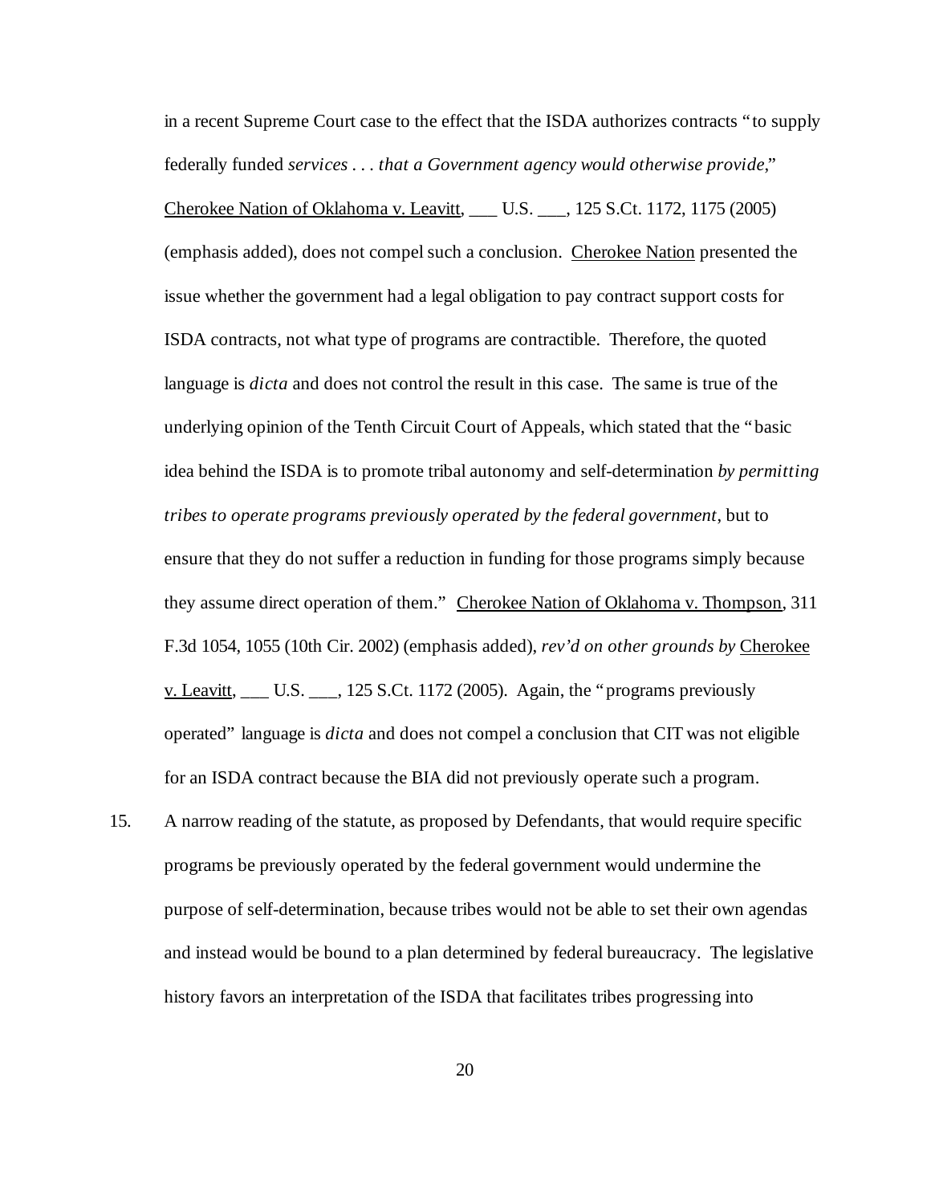in a recent Supreme Court case to the effect that the ISDA authorizes contracts "to supply federally funded *services . . . that a Government agency would otherwise provide*," Cherokee Nation of Oklahoma v. Leavitt, ___ U.S. ___, 125 S.Ct. 1172, 1175 (2005) (emphasis added), does not compel such a conclusion. Cherokee Nation presented the issue whether the government had a legal obligation to pay contract support costs for ISDA contracts, not what type of programs are contractible. Therefore, the quoted language is *dicta* and does not control the result in this case. The same is true of the underlying opinion of the Tenth Circuit Court of Appeals, which stated that the "basic idea behind the ISDA is to promote tribal autonomy and self-determination *by permitting tribes to operate programs previously operated by the federal government*, but to ensure that they do not suffer a reduction in funding for those programs simply because they assume direct operation of them." Cherokee Nation of Oklahoma v. Thompson, 311 F.3d 1054, 1055 (10th Cir. 2002) (emphasis added), *rev'd on other grounds by* Cherokee v. Leavitt, ___ U.S. ___, 125 S.Ct. 1172 (2005). Again, the "programs previously operated" language is *dicta* and does not compel a conclusion that CIT was not eligible for an ISDA contract because the BIA did not previously operate such a program.

15. A narrow reading of the statute, as proposed by Defendants, that would require specific programs be previously operated by the federal government would undermine the purpose of self-determination, because tribes would not be able to set their own agendas and instead would be bound to a plan determined by federal bureaucracy. The legislative history favors an interpretation of the ISDA that facilitates tribes progressing into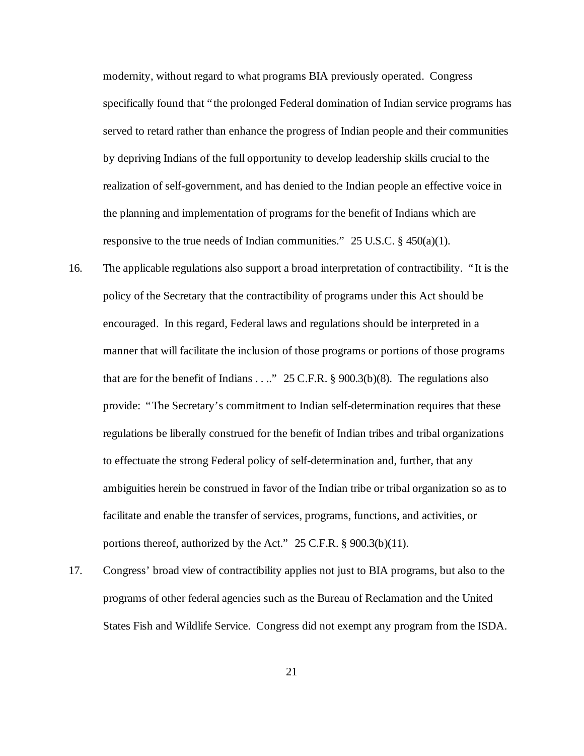modernity, without regard to what programs BIA previously operated. Congress specifically found that "the prolonged Federal domination of Indian service programs has served to retard rather than enhance the progress of Indian people and their communities by depriving Indians of the full opportunity to develop leadership skills crucial to the realization of self-government, and has denied to the Indian people an effective voice in the planning and implementation of programs for the benefit of Indians which are responsive to the true needs of Indian communities." 25 U.S.C. § 450(a)(1).

16. The applicable regulations also support a broad interpretation of contractibility. "It is the policy of the Secretary that the contractibility of programs under this Act should be encouraged. In this regard, Federal laws and regulations should be interpreted in a manner that will facilitate the inclusion of those programs or portions of those programs that are for the benefit of Indians . . .." 25 C.F.R. § 900.3(b)(8). The regulations also provide: "The Secretary's commitment to Indian self-determination requires that these regulations be liberally construed for the benefit of Indian tribes and tribal organizations to effectuate the strong Federal policy of self-determination and, further, that any ambiguities herein be construed in favor of the Indian tribe or tribal organization so as to facilitate and enable the transfer of services, programs, functions, and activities, or portions thereof, authorized by the Act." 25 C.F.R. § 900.3(b)(11).

17. Congress' broad view of contractibility applies not just to BIA programs, but also to the programs of other federal agencies such as the Bureau of Reclamation and the United States Fish and Wildlife Service. Congress did not exempt any program from the ISDA.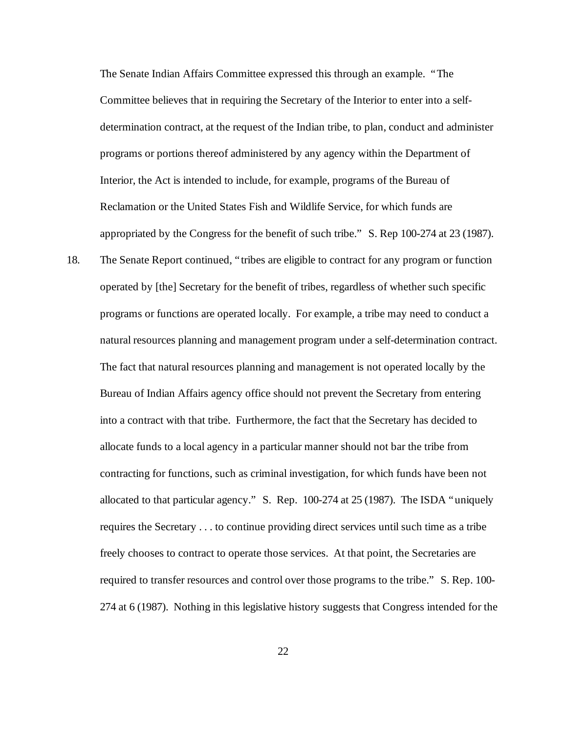The Senate Indian Affairs Committee expressed this through an example. "The Committee believes that in requiring the Secretary of the Interior to enter into a self-determination contract, at the request of the Indian tribe, to plan, conduct and administer programs or portions thereof administered by any agency within the Department of Interior, the Act is intended to include, for example, programs of the Bureau of Reclamation or the United States Fish and Wildlife Service, for which funds are appropriated by the Congress for the benefit of such tribe." S. Rep 100-274 at 23 (1987).

18. The Senate Report continued, "tribes are eligible to contract for any program or function operated by [the] Secretary for the benefit of tribes, regardless of whether such specific programs or functions are operated locally. For example, a tribe may need to conduct a natural resources planning and management program under a self-determination contract. The fact that natural resources planning and management is not operated locally by the Bureau of Indian Affairs agency office should not prevent the Secretary from entering into a contract with that tribe. Furthermore, the fact that the Secretary has decided to allocate funds to a local agency in a particular manner should not bar the tribe from contracting for functions, such as criminal investigation, for which funds have been not allocated to that particular agency." S. Rep. 100-274 at 25 (1987). The ISDA "uniquely requires the Secretary . . . to continue providing direct services until such time as a tribe freely chooses to contract to operate those services. At that point, the Secretaries are required to transfer resources and control over those programs to the tribe." S. Rep. 100-274 at 6 (1987). Nothing in this legislative history suggests that Congress intended for the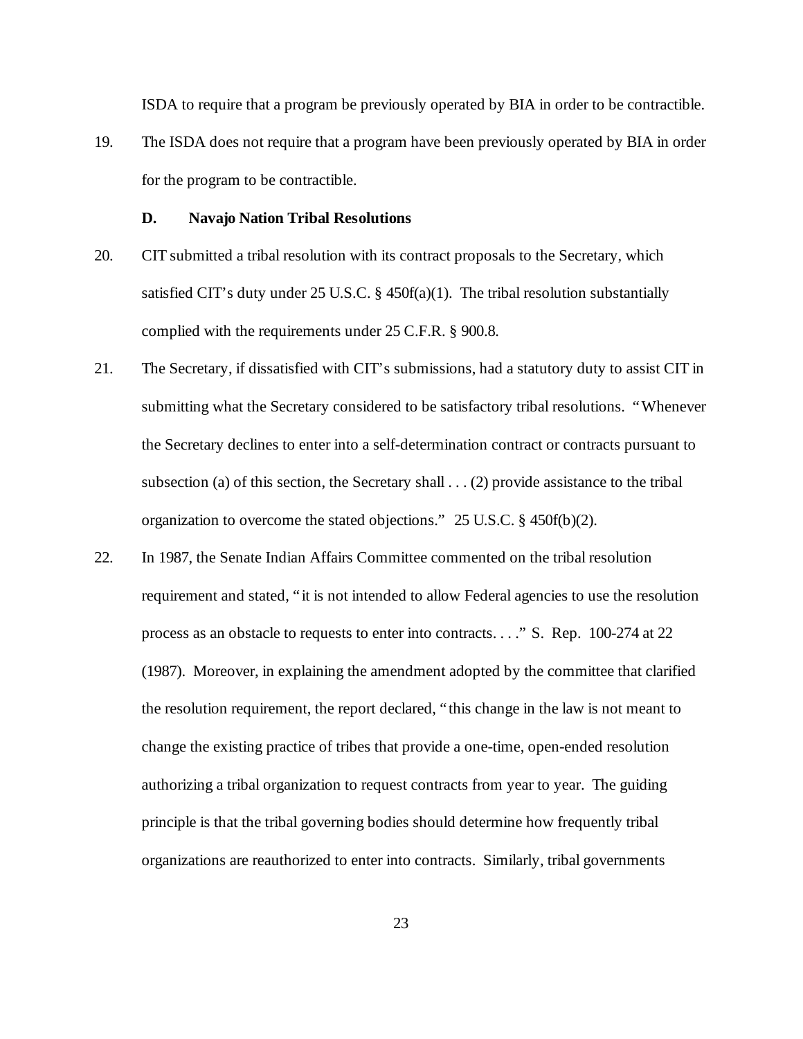ISDA to require that a program be previously operated by BIA in order to be contractible.

19. The ISDA does not require that a program have been previously operated by BIA in order for the program to be contractible.

**D. Navajo Nation Tribal Resolutions**

20. CIT submitted a tribal resolution with its contract proposals to the Secretary, which satisfied CIT's duty under 25 U.S.C. § 450f(a)(1). The tribal resolution substantially complied with the requirements under 25 C.F.R. § 900.8.

21. The Secretary, if dissatisfied with CIT's submissions, had a statutory duty to assist CIT in submitting what the Secretary considered to be satisfactory tribal resolutions. "Whenever the Secretary declines to enter into a self-determination contract or contracts pursuant to subsection (a) of this section, the Secretary shall . . . (2) provide assistance to the tribal organization to overcome the stated objections." 25 U.S.C. § 450f(b)(2).

22. In 1987, the Senate Indian Affairs Committee commented on the tribal resolution requirement and stated, "it is not intended to allow Federal agencies to use the resolution process as an obstacle to requests to enter into contracts. . . ." S. Rep. 100-274 at 22 (1987). Moreover, in explaining the amendment adopted by the committee that clarified the resolution requirement, the report declared, "this change in the law is not meant to change the existing practice of tribes that provide a one-time, open-ended resolution authorizing a tribal organization to request contracts from year to year. The guiding principle is that the tribal governing bodies should determine how frequently tribal organizations are reauthorized to enter into contracts. Similarly, tribal governments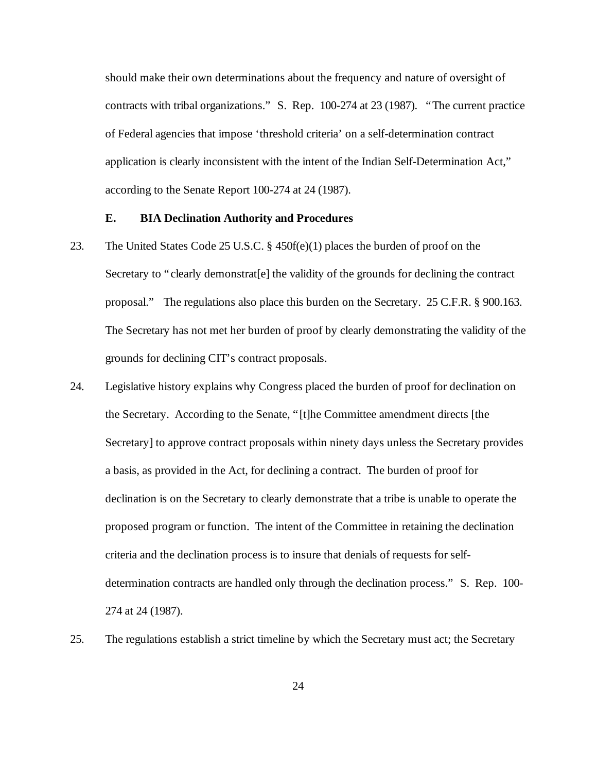should make their own determinations about the frequency and nature of oversight of contracts with tribal organizations." S. Rep. 100-274 at 23 (1987). "The current practice of Federal agencies that impose 'threshold criteria' on a self-determination contract application is clearly inconsistent with the intent of the Indian Self-Determination Act," according to the Senate Report 100-274 at 24 (1987).

### E. BIA Declination Authority and Procedures

23. The United States Code 25 U.S.C. § 450f(e)(1) places the burden of proof on the Secretary to "clearly demonstrat[e] the validity of the grounds for declining the contract proposal." The regulations also place this burden on the Secretary. 25 C.F.R. § 900.163. The Secretary has not met her burden of proof by clearly demonstrating the validity of the grounds for declining CIT's contract proposals.

24. Legislative history explains why Congress placed the burden of proof for declination on the Secretary. According to the Senate, "[t]he Committee amendment directs [the Secretary] to approve contract proposals within ninety days unless the Secretary provides a basis, as provided in the Act, for declining a contract. The burden of proof for declination is on the Secretary to clearly demonstrate that a tribe is unable to operate the proposed program or function. The intent of the Committee in retaining the declination criteria and the declination process is to insure that denials of requests for self-determination contracts are handled only through the declination process." S. Rep. 100-274 at 24 (1987).

25. The regulations establish a strict timeline by which the Secretary must act; the Secretary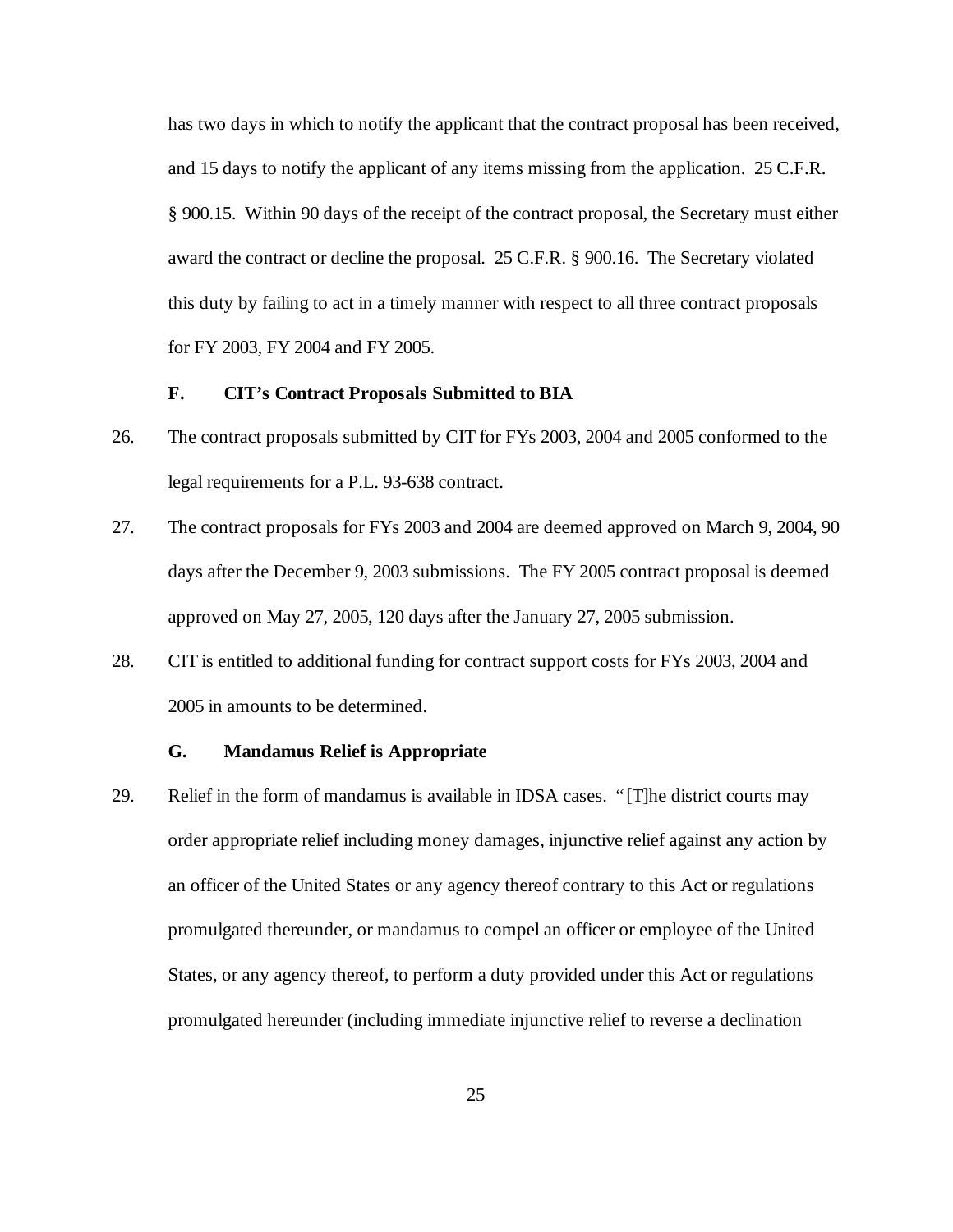has two days in which to notify the applicant that the contract proposal has been received, and 15 days to notify the applicant of any items missing from the application. 25 C.F.R. § 900.15. Within 90 days of the receipt of the contract proposal, the Secretary must either award the contract or decline the proposal. 25 C.F.R. § 900.16. The Secretary violated this duty by failing to act in a timely manner with respect to all three contract proposals for FY 2003, FY 2004 and FY 2005.

### F. CIT's Contract Proposals Submitted to BIA

26. The contract proposals submitted by CIT for FYs 2003, 2004 and 2005 conformed to the legal requirements for a P.L. 93-638 contract.

27. The contract proposals for FYs 2003 and 2004 are deemed approved on March 9, 2004, 90 days after the December 9, 2003 submissions. The FY 2005 contract proposal is deemed approved on May 27, 2005, 120 days after the January 27, 2005 submission.

28. CIT is entitled to additional funding for contract support costs for FYs 2003, 2004 and 2005 in amounts to be determined.

### G. Mandamus Relief is Appropriate

29. Relief in the form of mandamus is available in IDSA cases. "[T]he district courts may order appropriate relief including money damages, injunctive relief against any action by an officer of the United States or any agency thereof contrary to this Act or regulations promulgated thereunder, or mandamus to compel an officer or employee of the United States, or any agency thereof, to perform a duty provided under this Act or regulations promulgated hereunder (including immediate injunctive relief to reverse a declination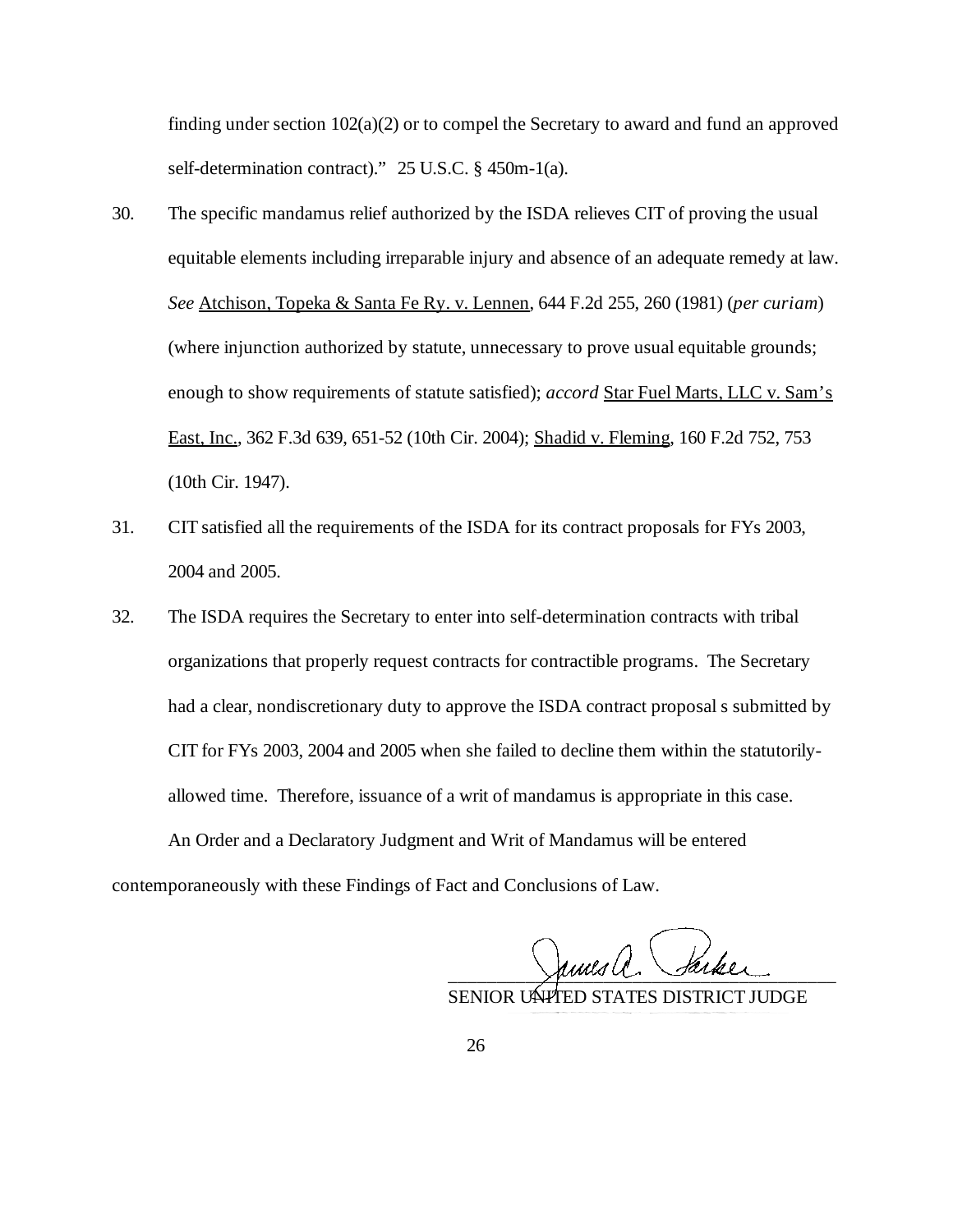finding under section 102(a)(2) or to compel the Secretary to award and fund an approved self-determination contract)." 25 U.S.C. § 450m-1(a).

30. The specific mandamus relief authorized by the ISDA relieves CIT of proving the usual equitable elements including irreparable injury and absence of an adequate remedy at law. *See* Atchison, Topeka & Santa Fe Ry. v. Lennen, 644 F.2d 255, 260 (1981) (*per curiam*) (where injunction authorized by statute, unnecessary to prove usual equitable grounds; enough to show requirements of statute satisfied); *accord* Star Fuel Marts, LLC v. Sam's East, Inc., 362 F.3d 639, 651-52 (10th Cir. 2004); Shadid v. Fleming, 160 F.2d 752, 753 (10th Cir. 1947).

31. CIT satisfied all the requirements of the ISDA for its contract proposals for FYs 2003, 2004 and 2005.

32. The ISDA requires the Secretary to enter into self-determination contracts with tribal organizations that properly request contracts for contractible programs. The Secretary had a clear, nondiscretionary duty to approve the ISDA contract proposal s submitted by CIT for FYs 2003, 2004 and 2005 when she failed to decline them within the statutorily-allowed time. Therefore, issuance of a writ of mandamus is appropriate in this case.

An Order and a Declaratory Judgment and Writ of Mandamus will be entered contemporaneously with these Findings of Fact and Conclusions of Law.

James A. Parker
SENIOR UNITED STATES DISTRICT JUDGE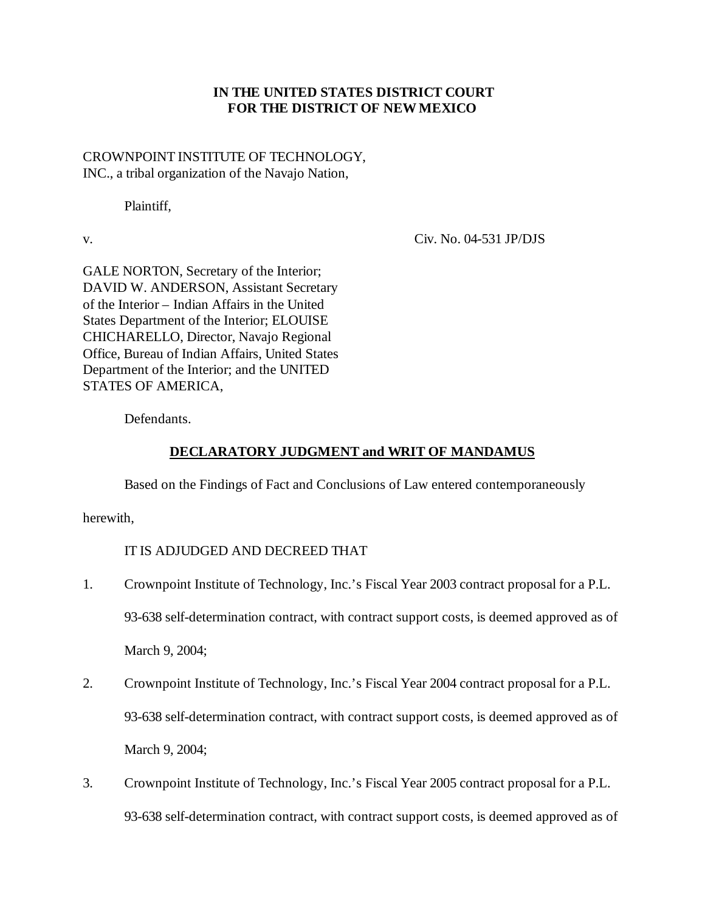**IN THE UNITED STATES DISTRICT COURT**
**FOR THE DISTRICT OF NEW MEXICO**

CROWNPOINT INSTITUTE OF TECHNOLOGY, INC., a tribal organization of the Navajo Nation,

Plaintiff,

v. Civ. No. 04-531 JP/DJS

GALE NORTON, Secretary of the Interior; DAVID W. ANDERSON, Assistant Secretary of the Interior – Indian Affairs in the United States Department of the Interior; ELOUISE CHICHARELLO, Director, Navajo Regional Office, Bureau of Indian Affairs, United States Department of the Interior; and the UNITED STATES OF AMERICA,

Defendants.

**DECLARATORY JUDGMENT and WRIT OF MANDAMUS**

Based on the Findings of Fact and Conclusions of Law entered contemporaneously herewith,

IT IS ADJUDGED AND DECREED THAT

1. Crownpoint Institute of Technology, Inc.'s Fiscal Year 2003 contract proposal for a P.L. 93-638 self-determination contract, with contract support costs, is deemed approved as of March 9, 2004;

2. Crownpoint Institute of Technology, Inc.'s Fiscal Year 2004 contract proposal for a P.L. 93-638 self-determination contract, with contract support costs, is deemed approved as of March 9, 2004;

3. Crownpoint Institute of Technology, Inc.'s Fiscal Year 2005 contract proposal for a P.L. 93-638 self-determination contract, with contract support costs, is deemed approved as of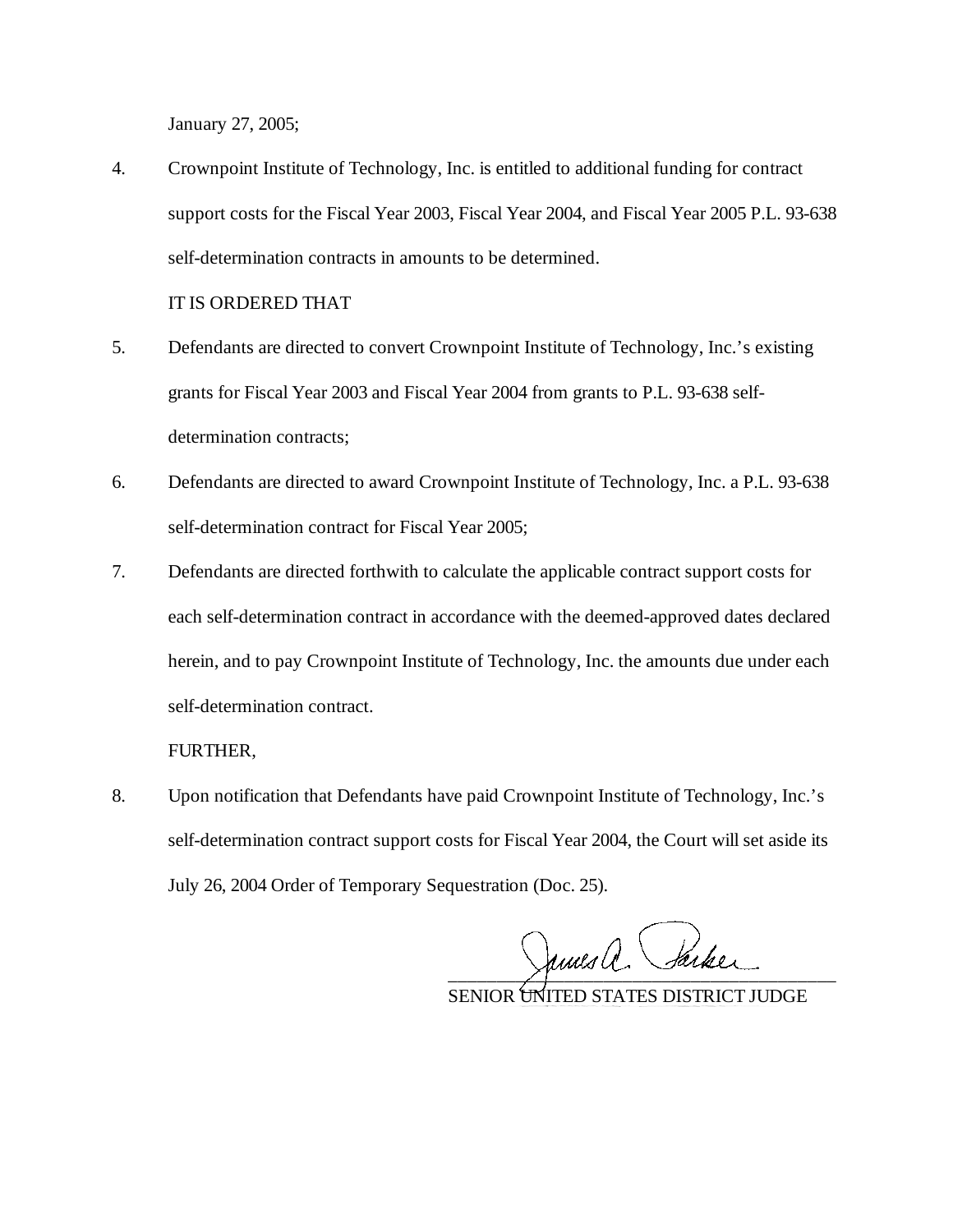January 27, 2005;

4. Crownpoint Institute of Technology, Inc. is entitled to additional funding for contract support costs for the Fiscal Year 2003, Fiscal Year 2004, and Fiscal Year 2005 P.L. 93-638 self-determination contracts in amounts to be determined.

IT IS ORDERED THAT

5. Defendants are directed to convert Crownpoint Institute of Technology, Inc.'s existing grants for Fiscal Year 2003 and Fiscal Year 2004 from grants to P.L. 93-638 self-determination contracts;

6. Defendants are directed to award Crownpoint Institute of Technology, Inc. a P.L. 93-638 self-determination contract for Fiscal Year 2005;

7. Defendants are directed forthwith to calculate the applicable contract support costs for each self-determination contract in accordance with the deemed-approved dates declared herein, and to pay Crownpoint Institute of Technology, Inc. the amounts due under each self-determination contract.

FURTHER,

8. Upon notification that Defendants have paid Crownpoint Institute of Technology, Inc.'s self-determination contract support costs for Fiscal Year 2004, the Court will set aside its July 26, 2004 Order of Temporary Sequestration (Doc. 25).

James A. Parker

SENIOR UNITED STATES DISTRICT JUDGE